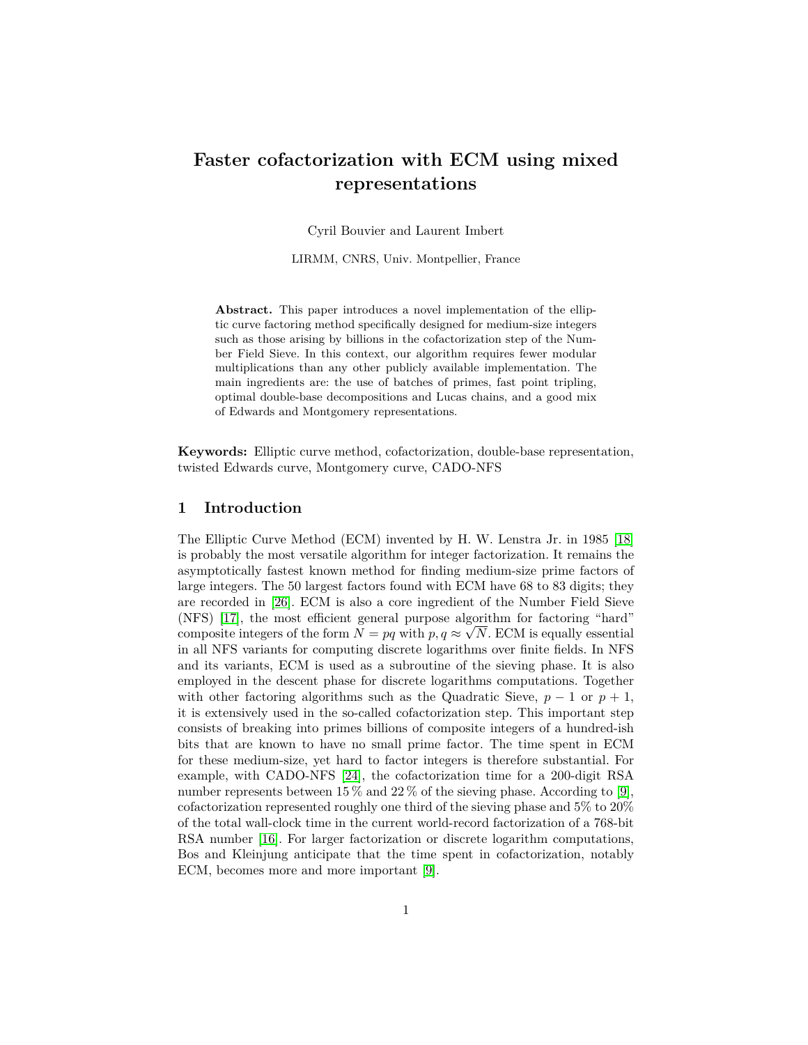# Faster cofactorization with ECM using mixed representations

Cyril Bouvier and Laurent Imbert

LIRMM, CNRS, Univ. Montpellier, France

**Abstract.** This paper introduces a novel implementation of the elliptic curve factoring method specifically designed for medium-size integers such as those arising by billions in the cofactorization step of the Number Field Sieve. In this context, our algorithm requires fewer modular multiplications than any other publicly available implementation. The main ingredients are: the use of batches of primes, fast point tripling, optimal double-base decompositions and Lucas chains, and a good mix of Edwards and Montgomery representations.

**Keywords:** Elliptic curve method, cofactorization, double-base representation, twisted Edwards curve, Montgomery curve, CADO-NFS

## 1 Introduction

The Elliptic Curve Method (ECM) invented by H. W. Lenstra Jr. in 1985 [18] is probably the most versatile algorithm for integer factorization. It remains the asymptotically fastest known method for finding medium-size prime factors of large integers. The 50 largest factors found with ECM have 68 to 83 digits; they are recorded in [26]. ECM is also a core ingredient of the Number Field Sieve (NFS) [17], the most efficient general purpose algorithm for factoring "hard" composite integers of the form $N = pq$ with $p, q \approx \sqrt{N}$. ECM is equally essential in all NFS variants for computing discrete logarithms over finite fields. In NFS and its variants, ECM is used as a subroutine of the sieving phase. It is also employed in the descent phase for discrete logarithms computations. Together with other factoring algorithms such as the Quadratic Sieve, $p-1$ or $p+1$, it is extensively used in the so-called cofactorization step. This important step consists of breaking into primes billions of composite integers of a hundred-ish bits that are known to have no small prime factor. The time spent in ECM for these medium-size, yet hard to factor integers is therefore substantial. For example, with CADO-NFS [24], the cofactorization time for a 200-digit RSA number represents between 15 % and 22 % of the sieving phase. According to [9], cofactorization represented roughly one third of the sieving phase and 5% to 20% of the total wall-clock time in the current world-record factorization of a 768-bit RSA number [16]. For larger factorization or discrete logarithm computations, Bos and Kleinjung anticipate that the time spent in cofactorization, notably ECM, becomes more and more important [9].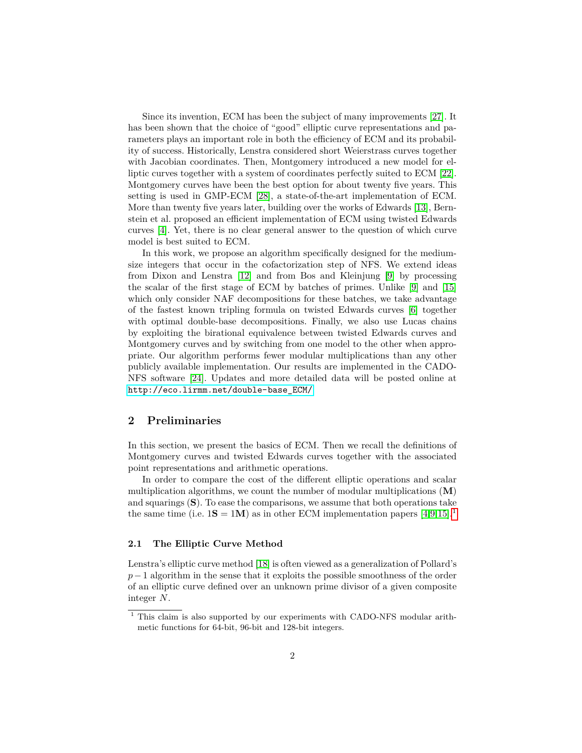Since its invention, ECM has been the subject of many improvements [27]. It has been shown that the choice of "good" elliptic curve representations and parameters plays an important role in both the efficiency of ECM and its probability of success. Historically, Lenstra considered short Weierstrass curves together with Jacobian coordinates. Then, Montgomery introduced a new model for elliptic curves together with a system of coordinates perfectly suited to ECM [22]. Montgomery curves have been the best option for about twenty five years. This setting is used in GMP-ECM [28], a state-of-the-art implementation of ECM. More than twenty five years later, building over the works of Edwards [13], Bernstein et al. proposed an efficient implementation of ECM using twisted Edwards curves [4]. Yet, there is no clear general answer to the question of which curve model is best suited to ECM.

In this work, we propose an algorithm specifically designed for the medium-size integers that occur in the cofactorization step of NFS. We extend ideas from Dixon and Lenstra [12] and from Bos and Kleinjung [9] by processing the scalar of the first stage of ECM by batches of primes. Unlike [9] and [15] which only consider NAF decompositions for these batches, we take advantage of the fastest known tripling formula on twisted Edwards curves [6] together with optimal double-base decompositions. Finally, we also use Lucas chains by exploiting the birational equivalence between twisted Edwards curves and Montgomery curves and by switching from one model to the other when appropriate. Our algorithm performs fewer modular multiplications than any other publicly available implementation. Our results are implemented in the CADO-NFS software [24]. Updates and more detailed data will be posted online at http://eco.lirmm.net/double-base_ECM/

## 2 Preliminaries

In this section, we present the basics of ECM. Then we recall the definitions of Montgomery curves and twisted Edwards curves together with the associated point representations and arithmetic operations.

In order to compare the cost of the different elliptic operations and scalar multiplication algorithms, we count the number of modular multiplications (**M**) and squarings (**S**). To ease the comparisons, we assume that both operations take the same time (i.e. $1\mathbf{S} = 1\mathbf{M}$) as in other ECM implementation papers [4,9,15].[1]

### 2.1 The Elliptic Curve Method

Lenstra's elliptic curve method [18] is often viewed as a generalization of Pollard's $p-1$ algorithm in the sense that it exploits the possible smoothness of the order of an elliptic curve defined over an unknown prime divisor of a given composite integer $N$.

[1] This claim is also supported by our experiments with CADO-NFS modular arithmetic functions for 64-bit, 96-bit and 128-bit integers.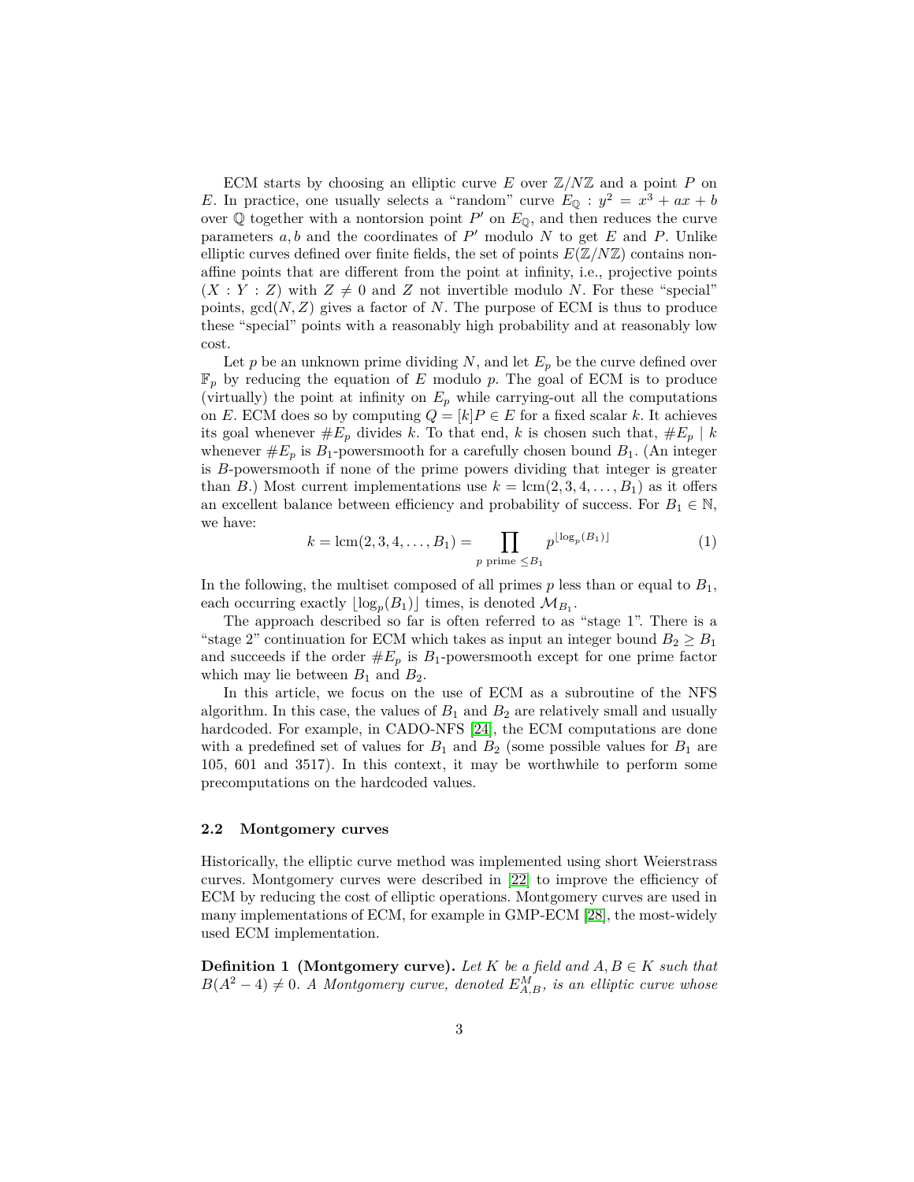ECM starts by choosing an elliptic curve $E$ over $\mathbb{Z}/N\mathbb{Z}$ and a point $P$ on $E$. In practice, one usually selects a "random" curve $E_{\mathbb{Q}} : y^2 = x^3 + ax + b$ over $\mathbb{Q}$ together with a nontorsion point $P'$ on $E_{\mathbb{Q}}$, and then reduces the curve parameters $a, b$ and the coordinates of $P'$ modulo $N$ to get $E$ and $P$. Unlike elliptic curves defined over finite fields, the set of points $E(\mathbb{Z}/N\mathbb{Z})$ contains non-affine points that are different from the point at infinity, i.e., projective points $(X : Y : Z)$ with $Z \neq 0$ and $Z$ not invertible modulo $N$. For these "special" points, $\gcd(N, Z)$ gives a factor of $N$. The purpose of ECM is thus to produce these "special" points with a reasonably high probability and at reasonably low cost.

Let $p$ be an unknown prime dividing $N$, and let $E_p$ be the curve defined over $\mathbb{F}_p$ by reducing the equation of $E$ modulo $p$. The goal of ECM is to produce (virtually) the point at infinity on $E_p$ while carrying-out all the computations on $E$. ECM does so by computing $Q = [k]P \in E$ for a fixed scalar $k$. It achieves its goal whenever $\#E_p$ divides $k$. To that end, $k$ is chosen such that, $\#E_p \mid k$ whenever $\#E_p$ is $B_1$-powersmooth for a carefully chosen bound $B_1$. (An integer is $B$-powersmooth if none of the prime powers dividing that integer is greater than $B$.) Most current implementations use $k = \operatorname{lcm}(2, 3, 4, \ldots, B_1)$ as it offers an excellent balance between efficiency and probability of success. For $B_1 \in \mathbb{N}$, we have:

$$k = \operatorname{lcm}(2, 3, 4, \ldots, B_1) = \prod_{p \text{ prime } \leq B_1} p^{\lfloor \log_p(B_1) \rfloor} \tag{1}$$

In the following, the multiset composed of all primes $p$ less than or equal to $B_1$, each occurring exactly $\lfloor \log_p(B_1) \rfloor$ times, is denoted $\mathcal{M}_{B_1}$.

The approach described so far is often referred to as "stage 1". There is a "stage 2" continuation for ECM which takes as input an integer bound $B_2 \geq B_1$ and succeeds if the order $\#E_p$ is $B_1$-powersmooth except for one prime factor which may lie between $B_1$ and $B_2$.

In this article, we focus on the use of ECM as a subroutine of the NFS algorithm. In this case, the values of $B_1$ and $B_2$ are relatively small and usually hardcoded. For example, in CADO-NFS [24], the ECM computations are done with a predefined set of values for $B_1$ and $B_2$ (some possible values for $B_1$ are 105, 601 and 3517). In this context, it may be worthwhile to perform some precomputations on the hardcoded values.

### 2.2 Montgomery curves

Historically, the elliptic curve method was implemented using short Weierstrass curves. Montgomery curves were described in [22] to improve the efficiency of ECM by reducing the cost of elliptic operations. Montgomery curves are used in many implementations of ECM, for example in GMP-ECM [28], the most-widely used ECM implementation.

**Definition 1 (Montgomery curve).** *Let $K$ be a field and $A, B \in K$ such that $B(A^2 - 4) \neq 0$. A Montgomery curve, denoted $E^M_{A,B}$, is an elliptic curve whose*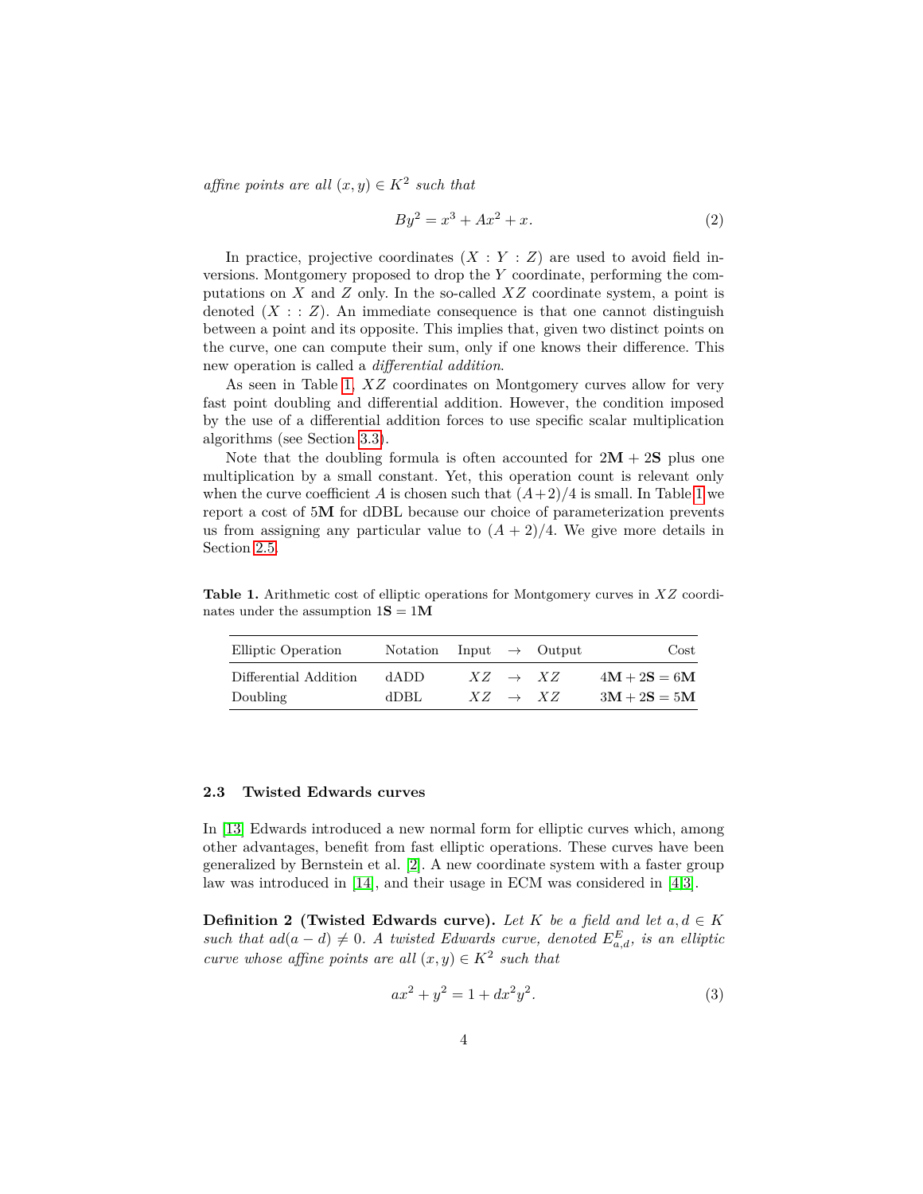*affine points are all* $(x, y) \in K^2$ *such that*

$$By^2 = x^3 + Ax^2 + x. \tag{2}$$

In practice, projective coordinates $(X : Y : Z)$ are used to avoid field inversions. Montgomery proposed to drop the $Y$ coordinate, performing the computations on $X$ and $Z$ only. In the so-called $XZ$ coordinate system, a point is denoted $(X :: Z)$. An immediate consequence is that one cannot distinguish between a point and its opposite. This implies that, given two distinct points on the curve, one can compute their sum, only if one knows their difference. This new operation is called a *differential addition*.

As seen in Table 1, $XZ$ coordinates on Montgomery curves allow for very fast point doubling and differential addition. However, the condition imposed by the use of a differential addition forces to use specific scalar multiplication algorithms (see Section 3.3).

Note that the doubling formula is often accounted for $2\mathbf{M} + 2\mathbf{S}$ plus one multiplication by a small constant. Yet, this operation count is relevant only when the curve coefficient $A$ is chosen such that $(A+2)/4$ is small. In Table 1 we report a cost of $5\mathbf{M}$ for dDBL because our choice of parameterization prevents us from assigning any particular value to $(A + 2)/4$. We give more details in Section 2.5.

**Table 1.** Arithmetic cost of elliptic operations for Montgomery curves in $XZ$ coordinates under the assumption $1\mathbf{S} = 1\mathbf{M}$

| Elliptic Operation | Notation | Input $\to$ Output | Cost |
|---|---|---|---|
| Differential Addition | dADD | $XZ \to XZ$ | $4\mathbf{M} + 2\mathbf{S} = 6\mathbf{M}$ |
| Doubling | dDBL | $XZ \to XZ$ | $3\mathbf{M} + 2\mathbf{S} = 5\mathbf{M}$ |

### 2.3 Twisted Edwards curves

In [13] Edwards introduced a new normal form for elliptic curves which, among other advantages, benefit from fast elliptic operations. These curves have been generalized by Bernstein et al. [2]. A new coordinate system with a faster group law was introduced in [14], and their usage in ECM was considered in [4,3].

**Definition 2 (Twisted Edwards curve).** *Let* $K$ *be a field and let* $a, d \in K$ *such that* $ad(a - d) \neq 0$. *A twisted Edwards curve, denoted* $E^E_{a,d}$, *is an elliptic curve whose affine points are all* $(x, y) \in K^2$ *such that*

$$ax^2 + y^2 = 1 + dx^2y^2. \tag{3}$$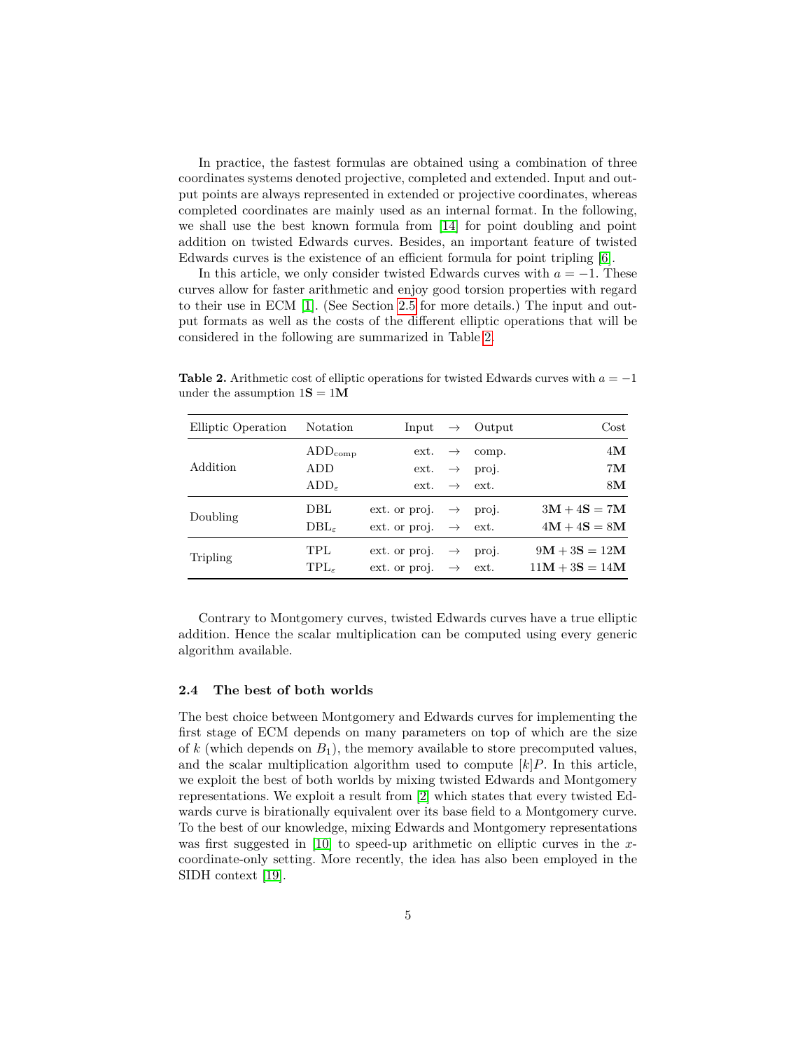In practice, the fastest formulas are obtained using a combination of three coordinates systems denoted projective, completed and extended. Input and output points are always represented in extended or projective coordinates, whereas completed coordinates are mainly used as an internal format. In the following, we shall use the best known formula from [14] for point doubling and point addition on twisted Edwards curves. Besides, an important feature of twisted Edwards curves is the existence of an efficient formula for point tripling [6].

In this article, we only consider twisted Edwards curves with $a = -1$. These curves allow for faster arithmetic and enjoy good torsion properties with regard to their use in ECM [1]. (See Section 2.5 for more details.) The input and output formats as well as the costs of the different elliptic operations that will be considered in the following are summarized in Table 2.

**Table 2.** Arithmetic cost of elliptic operations for twisted Edwards curves with $a = -1$ under the assumption $1\mathbf{S} = 1\mathbf{M}$

| Elliptic Operation | Notation | Input | $\to$ | Output | Cost |
|---|---|---|---|---|---|
| Addition | $\mathrm{ADD}_{\mathrm{comp}}$ | ext. | $\to$ | comp. | $4\mathbf{M}$ |
| | ADD | ext. | $\to$ | proj. | $7\mathbf{M}$ |
| | $\mathrm{ADD}_{\varepsilon}$ | ext. | $\to$ | ext. | $8\mathbf{M}$ |
| Doubling | DBL | ext. or proj. | $\to$ | proj. | $3\mathbf{M} + 4\mathbf{S} = 7\mathbf{M}$ |
| | $\mathrm{DBL}_{\varepsilon}$ | ext. or proj. | $\to$ | ext. | $4\mathbf{M} + 4\mathbf{S} = 8\mathbf{M}$ |
| Tripling | TPL | ext. or proj. | $\to$ | proj. | $9\mathbf{M} + 3\mathbf{S} = 12\mathbf{M}$ |
| | $\mathrm{TPL}_{\varepsilon}$ | ext. or proj. | $\to$ | ext. | $11\mathbf{M} + 3\mathbf{S} = 14\mathbf{M}$ |

Contrary to Montgomery curves, twisted Edwards curves have a true elliptic addition. Hence the scalar multiplication can be computed using every generic algorithm available.

### 2.4 The best of both worlds

The best choice between Montgomery and Edwards curves for implementing the first stage of ECM depends on many parameters on top of which are the size of $k$ (which depends on $B_1$), the memory available to store precomputed values, and the scalar multiplication algorithm used to compute $[k]P$. In this article, we exploit the best of both worlds by mixing twisted Edwards and Montgomery representations. We exploit a result from [2] which states that every twisted Edwards curve is birationally equivalent over its base field to a Montgomery curve. To the best of our knowledge, mixing Edwards and Montgomery representations was first suggested in [10] to speed-up arithmetic on elliptic curves in the $x$-coordinate-only setting. More recently, the idea has also been employed in the SIDH context [19].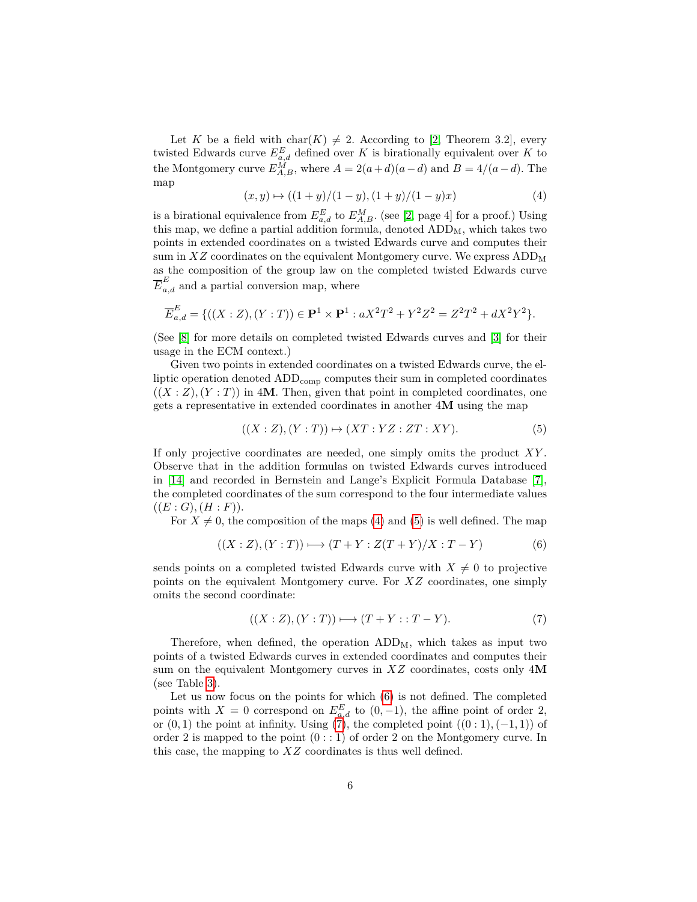Let $K$ be a field with $\mathrm{char}(K) \neq 2$. According to [2, Theorem 3.2], every twisted Edwards curve $E^E_{a,d}$ defined over $K$ is birationally equivalent over $K$ to the Montgomery curve $E^M_{A,B}$, where $A = 2(a+d)(a-d)$ and $B = 4/(a-d)$. The map

$$(x, y) \mapsto ((1+y)/(1-y), (1+y)/(1-y)x) \tag{4}$$

is a birational equivalence from $E^E_{a,d}$ to $E^M_{A,B}$. (see [2, page 4] for a proof.) Using this map, we define a partial addition formula, denoted $\mathrm{ADD_M}$, which takes two points in extended coordinates on a twisted Edwards curve and computes their sum in $XZ$ coordinates on the equivalent Montgomery curve. We express $\mathrm{ADD_M}$ as the composition of the group law on the completed twisted Edwards curve $\overline{E}^E_{a,d}$ and a partial conversion map, where

$$\overline{E}^E_{a,d} = \{((X : Z), (Y : T)) \in \mathbf{P}^1 \times \mathbf{P}^1 : aX^2T^2 + Y^2Z^2 = Z^2T^2 + dX^2Y^2\}.$$

(See [8] for more details on completed twisted Edwards curves and [3] for their usage in the ECM context.)

Given two points in extended coordinates on a twisted Edwards curve, the elliptic operation denoted $\mathrm{ADD_{comp}}$ computes their sum in completed coordinates $((X : Z), (Y : T))$ in $4\mathbf{M}$. Then, given that point in completed coordinates, one gets a representative in extended coordinates in another $4\mathbf{M}$ using the map

$$((X : Z), (Y : T)) \mapsto (XT : YZ : ZT : XY). \tag{5}$$

If only projective coordinates are needed, one simply omits the product $XY$. Observe that in the addition formulas on twisted Edwards curves introduced in [14] and recorded in Bernstein and Lange's Explicit Formula Database [7], the completed coordinates of the sum correspond to the four intermediate values $((E : G), (H : F))$.

For $X \neq 0$, the composition of the maps (4) and (5) is well defined. The map

$$((X : Z), (Y : T)) \longmapsto (T + Y : Z(T + Y)/X : T - Y) \tag{6}$$

sends points on a completed twisted Edwards curve with $X \neq 0$ to projective points on the equivalent Montgomery curve. For $XZ$ coordinates, one simply omits the second coordinate:

$$((X : Z), (Y : T)) \longmapsto (T + Y : : T - Y). \tag{7}$$

Therefore, when defined, the operation $\mathrm{ADD_M}$, which takes as input two points of a twisted Edwards curves in extended coordinates and computes their sum on the equivalent Montgomery curves in $XZ$ coordinates, costs only $4\mathbf{M}$ (see Table 3).

Let us now focus on the points for which (6) is not defined. The completed points with $X = 0$ correspond on $E^E_{a,d}$ to $(0, -1)$, the affine point of order 2, or $(0, 1)$ the point at infinity. Using (7), the completed point $((0 : 1), (-1, 1))$ of order 2 is mapped to the point $(0 : : 1)$ of order 2 on the Montgomery curve. In this case, the mapping to $XZ$ coordinates is thus well defined.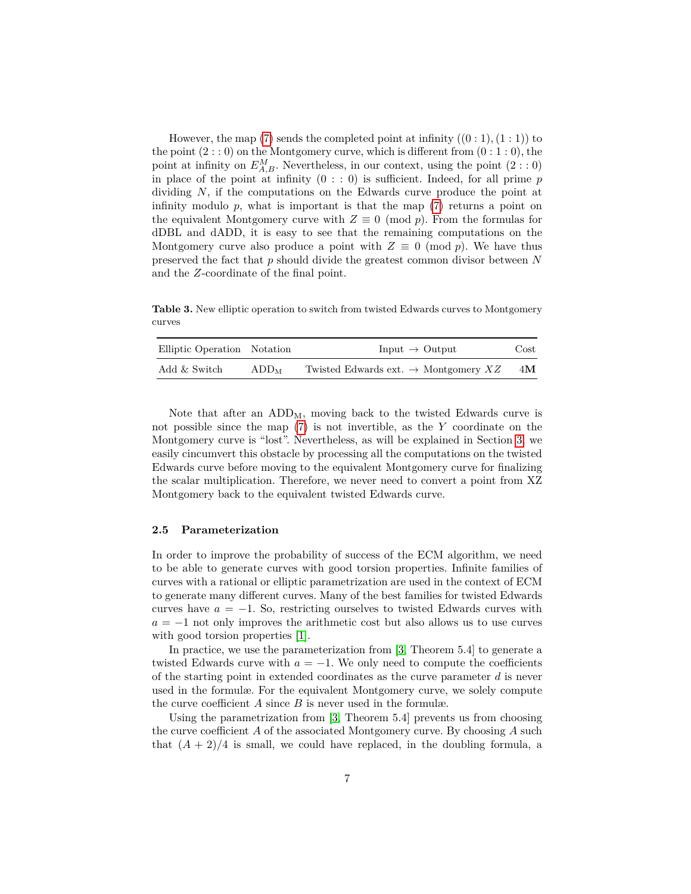However, the map (7) sends the completed point at infinity $((0:1),(1:1))$ to the point $(2::0)$ on the Montgomery curve, which is different from $(0:1:0)$, the point at infinity on $E^M_{A,B}$. Nevertheless, in our context, using the point $(2::0)$ in place of the point at infinity $(0::0)$ is sufficient. Indeed, for all prime $p$ dividing $N$, if the computations on the Edwards curve produce the point at infinity modulo $p$, what is important is that the map (7) returns a point on the equivalent Montgomery curve with $Z \equiv 0 \pmod p$. From the formulas for dDBL and dADD, it is easy to see that the remaining computations on the Montgomery curve also produce a point with $Z \equiv 0 \pmod p$. We have thus preserved the fact that $p$ should divide the greatest common divisor between $N$ and the $Z$-coordinate of the final point.

**Table 3.** New elliptic operation to switch from twisted Edwards curves to Montgomery curves

| Elliptic Operation | Notation | Input $\rightarrow$ Output | Cost |
| --- | --- | --- | --- |
| Add & Switch | $\mathrm{ADD_M}$ | Twisted Edwards ext. $\rightarrow$ Montgomery $XZ$ | $4\mathbf{M}$ |

Note that after an $\mathrm{ADD_M}$, moving back to the twisted Edwards curve is not possible since the map (7) is not invertible, as the $Y$ coordinate on the Montgomery curve is "lost". Nevertheless, as will be explained in Section 3, we easily cincumvert this obstacle by processing all the computations on the twisted Edwards curve before moving to the equivalent Montgomery curve for finalizing the scalar multiplication. Therefore, we never need to convert a point from XZ Montgomery back to the equivalent twisted Edwards curve.

### 2.5 Parameterization

In order to improve the probability of success of the ECM algorithm, we need to be able to generate curves with good torsion properties. Infinite families of curves with a rational or elliptic parametrization are used in the context of ECM to generate many different curves. Many of the best families for twisted Edwards curves have $a = -1$. So, restricting ourselves to twisted Edwards curves with $a = -1$ not only improves the arithmetic cost but also allows us to use curves with good torsion properties [1].

In practice, we use the parameterization from [3, Theorem 5.4] to generate a twisted Edwards curve with $a = -1$. We only need to compute the coefficients of the starting point in extended coordinates as the curve parameter $d$ is never used in the formulæ. For the equivalent Montgomery curve, we solely compute the curve coefficient $A$ since $B$ is never used in the formulæ.

Using the parametrization from [3, Theorem 5.4] prevents us from choosing the curve coefficient $A$ of the associated Montgomery curve. By choosing $A$ such that $(A+2)/4$ is small, we could have replaced, in the doubling formula, a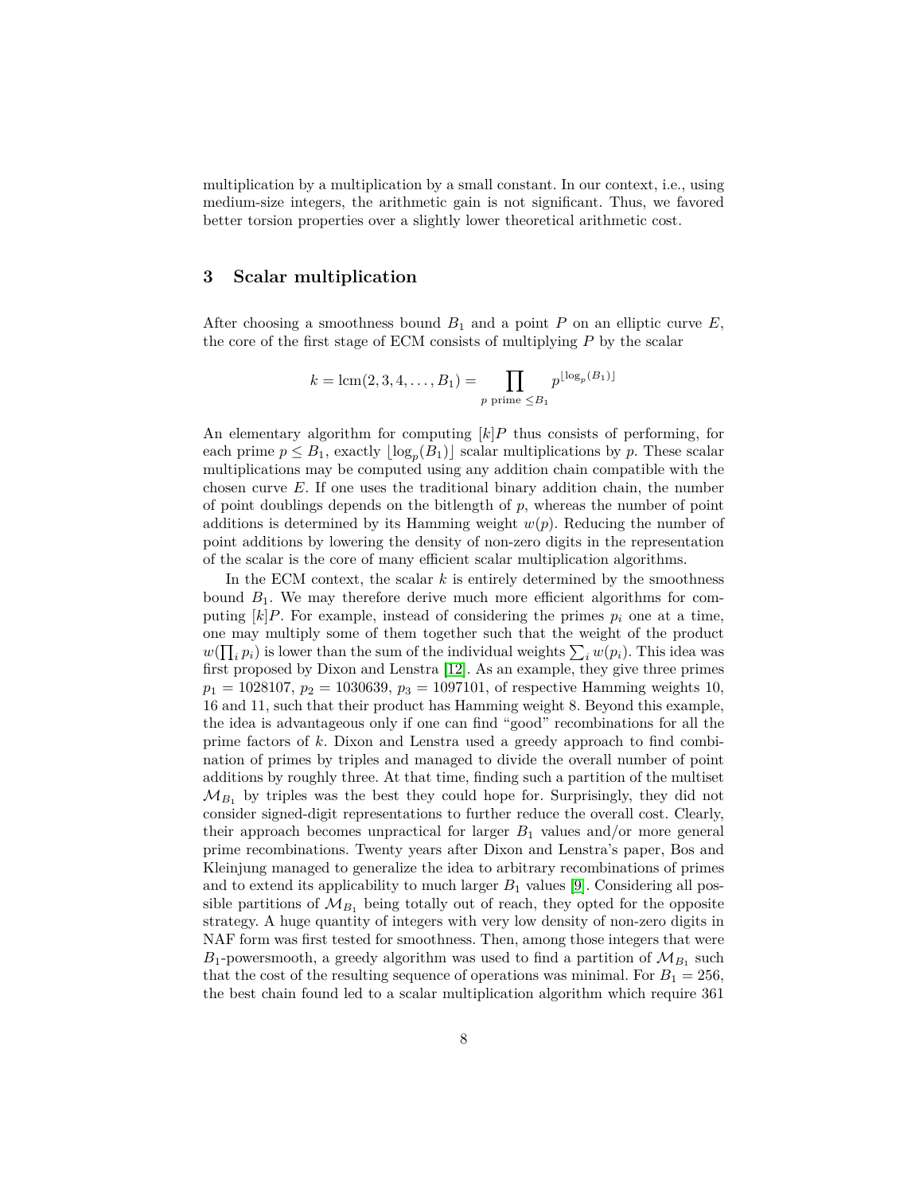multiplication by a multiplication by a small constant. In our context, i.e., using medium-size integers, the arithmetic gain is not significant. Thus, we favored better torsion properties over a slightly lower theoretical arithmetic cost.

## 3 Scalar multiplication

After choosing a smoothness bound $B_1$ and a point $P$ on an elliptic curve $E$, the core of the first stage of ECM consists of multiplying $P$ by the scalar

$$k = \operatorname{lcm}(2, 3, 4, \ldots, B_1) = \prod_{p \text{ prime } \leq B_1} p^{\lfloor \log_p(B_1) \rfloor}$$

An elementary algorithm for computing $[k]P$ thus consists of performing, for each prime $p \leq B_1$, exactly $\lfloor \log_p(B_1) \rfloor$ scalar multiplications by $p$. These scalar multiplications may be computed using any addition chain compatible with the chosen curve $E$. If one uses the traditional binary addition chain, the number of point doublings depends on the bitlength of $p$, whereas the number of point additions is determined by its Hamming weight $w(p)$. Reducing the number of point additions by lowering the density of non-zero digits in the representation of the scalar is the core of many efficient scalar multiplication algorithms.

In the ECM context, the scalar $k$ is entirely determined by the smoothness bound $B_1$. We may therefore derive much more efficient algorithms for computing $[k]P$. For example, instead of considering the primes $p_i$ one at a time, one may multiply some of them together such that the weight of the product $w(\prod_i p_i)$ is lower than the sum of the individual weights $\sum_i w(p_i)$. This idea was first proposed by Dixon and Lenstra [12]. As an example, they give three primes $p_1 = 1028107$, $p_2 = 1030639$, $p_3 = 1097101$, of respective Hamming weights 10, 16 and 11, such that their product has Hamming weight 8. Beyond this example, the idea is advantageous only if one can find "good" recombinations for all the prime factors of $k$. Dixon and Lenstra used a greedy approach to find combination of primes by triples and managed to divide the overall number of point additions by roughly three. At that time, finding such a partition of the multiset $\mathcal{M}_{B_1}$ by triples was the best they could hope for. Surprisingly, they did not consider signed-digit representations to further reduce the overall cost. Clearly, their approach becomes unpractical for larger $B_1$ values and/or more general prime recombinations. Twenty years after Dixon and Lenstra's paper, Bos and Kleinjung managed to generalize the idea to arbitrary recombinations of primes and to extend its applicability to much larger $B_1$ values [9]. Considering all possible partitions of $\mathcal{M}_{B_1}$ being totally out of reach, they opted for the opposite strategy. A huge quantity of integers with very low density of non-zero digits in NAF form was first tested for smoothness. Then, among those integers that were $B_1$-powersmooth, a greedy algorithm was used to find a partition of $\mathcal{M}_{B_1}$ such that the cost of the resulting sequence of operations was minimal. For $B_1 = 256$, the best chain found led to a scalar multiplication algorithm which require 361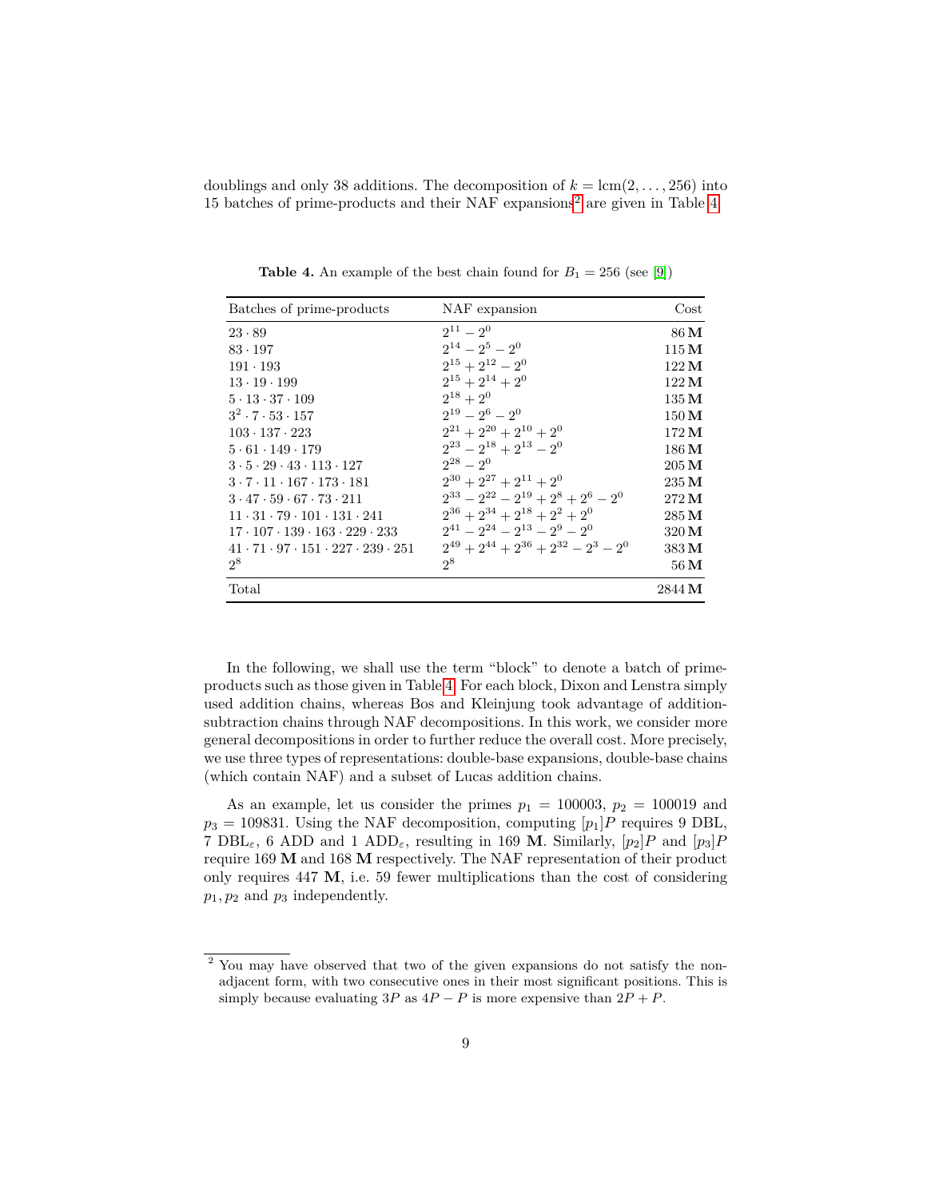doublings and only 38 additions. The decomposition of $k = \mathrm{lcm}(2, \ldots, 256)$ into 15 batches of prime-products and their NAF expansions[2] are given in Table 4.

**Table 4.** An example of the best chain found for $B_1 = 256$ (see [9])

| Batches of prime-products | NAF expansion | Cost |
|---|---|---|
| $23 \cdot 89$ | $2^{11} - 2^0$ | 86 **M** |
| $83 \cdot 197$ | $2^{14} - 2^5 - 2^0$ | 115 **M** |
| $191 \cdot 193$ | $2^{15} + 2^{12} - 2^0$ | 122 **M** |
| $13 \cdot 19 \cdot 199$ | $2^{15} + 2^{14} + 2^0$ | 122 **M** |
| $5 \cdot 13 \cdot 37 \cdot 109$ | $2^{18} + 2^0$ | 135 **M** |
| $3^2 \cdot 7 \cdot 53 \cdot 157$ | $2^{19} - 2^6 - 2^0$ | 150 **M** |
| $103 \cdot 137 \cdot 223$ | $2^{21} + 2^{20} + 2^{10} + 2^0$ | 172 **M** |
| $5 \cdot 61 \cdot 149 \cdot 179$ | $2^{23} - 2^{18} + 2^{13} - 2^0$ | 186 **M** |
| $3 \cdot 5 \cdot 29 \cdot 43 \cdot 113 \cdot 127$ | $2^{28} - 2^0$ | 205 **M** |
| $3 \cdot 7 \cdot 11 \cdot 167 \cdot 173 \cdot 181$ | $2^{30} + 2^{27} + 2^{11} + 2^0$ | 235 **M** |
| $3 \cdot 47 \cdot 59 \cdot 67 \cdot 73 \cdot 211$ | $2^{33} - 2^{22} - 2^{19} + 2^8 + 2^6 - 2^0$ | 272 **M** |
| $11 \cdot 31 \cdot 79 \cdot 101 \cdot 131 \cdot 241$ | $2^{36} + 2^{34} + 2^{18} + 2^2 + 2^0$ | 285 **M** |
| $17 \cdot 107 \cdot 139 \cdot 163 \cdot 229 \cdot 233$ | $2^{41} - 2^{24} - 2^{13} - 2^9 - 2^0$ | 320 **M** |
| $41 \cdot 71 \cdot 97 \cdot 151 \cdot 227 \cdot 239 \cdot 251$ | $2^{49} + 2^{44} + 2^{36} + 2^{32} - 2^3 - 2^0$ | 383 **M** |
| $2^8$ | $2^8$ | 56 **M** |
| Total | | 2844 **M** |

In the following, we shall use the term "block" to denote a batch of prime-products such as those given in Table 4. For each block, Dixon and Lenstra simply used addition chains, whereas Bos and Kleinjung took advantage of addition-subtraction chains through NAF decompositions. In this work, we consider more general decompositions in order to further reduce the overall cost. More precisely, we use three types of representations: double-base expansions, double-base chains (which contain NAF) and a subset of Lucas addition chains.

As an example, let us consider the primes $p_1 = 100003$, $p_2 = 100019$ and $p_3 = 109831$. Using the NAF decomposition, computing $[p_1]P$ requires 9 DBL, 7 $\mathrm{DBL}_\varepsilon$, 6 ADD and 1 $\mathrm{ADD}_\varepsilon$, resulting in 169 **M**. Similarly, $[p_2]P$ and $[p_3]P$ require 169 **M** and 168 **M** respectively. The NAF representation of their product only requires 447 **M**, i.e. 59 fewer multiplications than the cost of considering $p_1, p_2$ and $p_3$ independently.

[2] You may have observed that two of the given expansions do not satisfy the non-adjacent form, with two consecutive ones in their most significant positions. This is simply because evaluating $3P$ as $4P - P$ is more expensive than $2P + P$.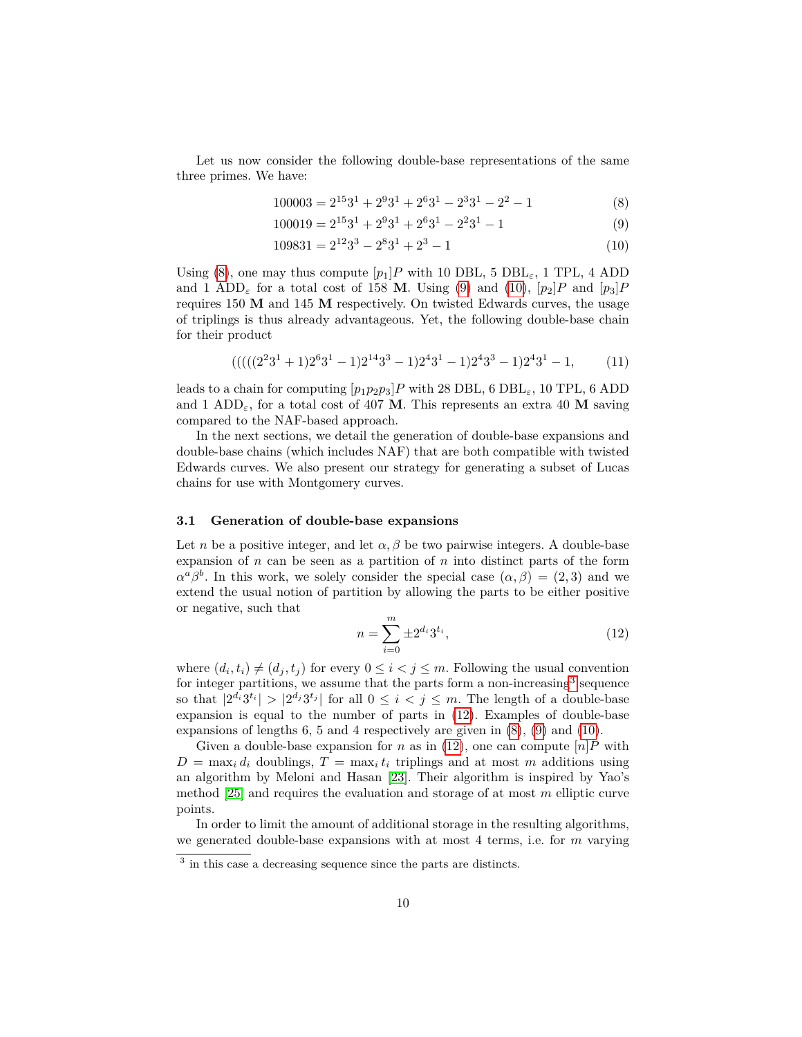Let us now consider the following double-base representations of the same three primes. We have:

$$100003 = 2^{15}3^1 + 2^9 3^1 + 2^6 3^1 - 2^3 3^1 - 2^2 - 1 \tag{8}$$

$$100019 = 2^{15}3^1 + 2^9 3^1 + 2^6 3^1 - 2^2 3^1 - 1 \tag{9}$$

$$109831 = 2^{12}3^3 - 2^8 3^1 + 2^3 - 1 \tag{10}$$

Using (8), one may thus compute $[p_1]P$ with 10 DBL, 5 $\text{DBL}_\varepsilon$, 1 TPL, 4 ADD and 1 $\text{ADD}_\varepsilon$ for a total cost of 158 **M**. Using (9) and (10), $[p_2]P$ and $[p_3]P$ requires 150 **M** and 145 **M** respectively. On twisted Edwards curves, the usage of triplings is thus already advantageous. Yet, the following double-base chain for their product

$$(((((2^2 3^1 + 1)2^6 3^1 - 1)2^{14}3^3 - 1)2^4 3^1 - 1)2^4 3^3 - 1)2^4 3^1 - 1, \tag{11}$$

leads to a chain for computing $[p_1 p_2 p_3]P$ with 28 DBL, 6 $\text{DBL}_\varepsilon$, 10 TPL, 6 ADD and 1 $\text{ADD}_\varepsilon$, for a total cost of 407 **M**. This represents an extra 40 **M** saving compared to the NAF-based approach.

In the next sections, we detail the generation of double-base expansions and double-base chains (which includes NAF) that are both compatible with twisted Edwards curves. We also present our strategy for generating a subset of Lucas chains for use with Montgomery curves.

### 3.1 Generation of double-base expansions

Let $n$ be a positive integer, and let $\alpha, \beta$ be two pairwise integers. A double-base expansion of $n$ can be seen as a partition of $n$ into distinct parts of the form $\alpha^a \beta^b$. In this work, we solely consider the special case $(\alpha, \beta) = (2, 3)$ and we extend the usual notion of partition by allowing the parts to be either positive or negative, such that

$$n = \sum_{i=0}^{m} \pm 2^{d_i} 3^{t_i}, \tag{12}$$

where $(d_i, t_i) \neq (d_j, t_j)$ for every $0 \leq i < j \leq m$. Following the usual convention for integer partitions, we assume that the parts form a non-increasing[3] sequence so that $|2^{d_i}3^{t_i}| > |2^{d_j}3^{t_j}|$ for all $0 \leq i < j \leq m$. The length of a double-base expansion is equal to the number of parts in (12). Examples of double-base expansions of lengths 6, 5 and 4 respectively are given in (8), (9) and (10).

Given a double-base expansion for $n$ as in (12), one can compute $[n]P$ with $D = \max_i d_i$ doublings, $T = \max_i t_i$ triplings and at most $m$ additions using an algorithm by Meloni and Hasan [23]. Their algorithm is inspired by Yao's method [25] and requires the evaluation and storage of at most $m$ elliptic curve points.

In order to limit the amount of additional storage in the resulting algorithms, we generated double-base expansions with at most 4 terms, i.e. for $m$ varying

[3] in this case a decreasing sequence since the parts are distincts.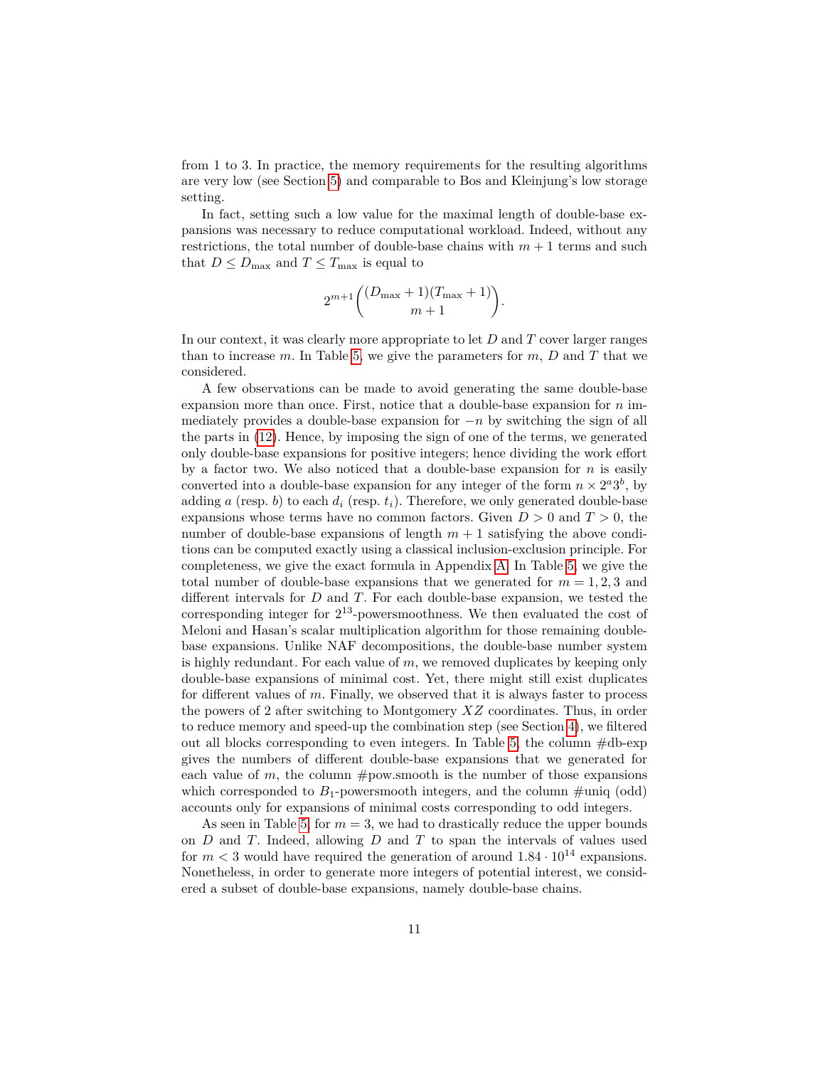from 1 to 3. In practice, the memory requirements for the resulting algorithms are very low (see Section 5) and comparable to Bos and Kleinjung's low storage setting.

In fact, setting such a low value for the maximal length of double-base expansions was necessary to reduce computational workload. Indeed, without any restrictions, the total number of double-base chains with $m+1$ terms and such that $D \leq D_{\max}$ and $T \leq T_{\max}$ is equal to

$$2^{m+1}\binom{(D_{\max}+1)(T_{\max}+1)}{m+1}.$$

In our context, it was clearly more appropriate to let $D$ and $T$ cover larger ranges than to increase $m$. In Table 5, we give the parameters for $m$, $D$ and $T$ that we considered.

A few observations can be made to avoid generating the same double-base expansion more than once. First, notice that a double-base expansion for $n$ immediately provides a double-base expansion for $-n$ by switching the sign of all the parts in (12). Hence, by imposing the sign of one of the terms, we generated only double-base expansions for positive integers; hence dividing the work effort by a factor two. We also noticed that a double-base expansion for $n$ is easily converted into a double-base expansion for any integer of the form $n \times 2^a 3^b$, by adding $a$ (resp. $b$) to each $d_i$ (resp. $t_i$). Therefore, we only generated double-base expansions whose terms have no common factors. Given $D > 0$ and $T > 0$, the number of double-base expansions of length $m+1$ satisfying the above conditions can be computed exactly using a classical inclusion-exclusion principle. For completeness, we give the exact formula in Appendix A. In Table 5, we give the total number of double-base expansions that we generated for $m = 1, 2, 3$ and different intervals for $D$ and $T$. For each double-base expansion, we tested the corresponding integer for $2^{13}$-powersmoothness. We then evaluated the cost of Meloni and Hasan's scalar multiplication algorithm for those remaining double-base expansions. Unlike NAF decompositions, the double-base number system is highly redundant. For each value of $m$, we removed duplicates by keeping only double-base expansions of minimal cost. Yet, there might still exist duplicates for different values of $m$. Finally, we observed that it is always faster to process the powers of 2 after switching to Montgomery $XZ$ coordinates. Thus, in order to reduce memory and speed-up the combination step (see Section 4), we filtered out all blocks corresponding to even integers. In Table 5, the column #db-exp gives the numbers of different double-base expansions that we generated for each value of $m$, the column #pow.smooth is the number of those expansions which corresponded to $B_1$-powersmooth integers, and the column #uniq (odd) accounts only for expansions of minimal costs corresponding to odd integers.

As seen in Table 5, for $m = 3$, we had to drastically reduce the upper bounds on $D$ and $T$. Indeed, allowing $D$ and $T$ to span the intervals of values used for $m < 3$ would have required the generation of around $1.84 \cdot 10^{14}$ expansions. Nonetheless, in order to generate more integers of potential interest, we considered a subset of double-base expansions, namely double-base chains.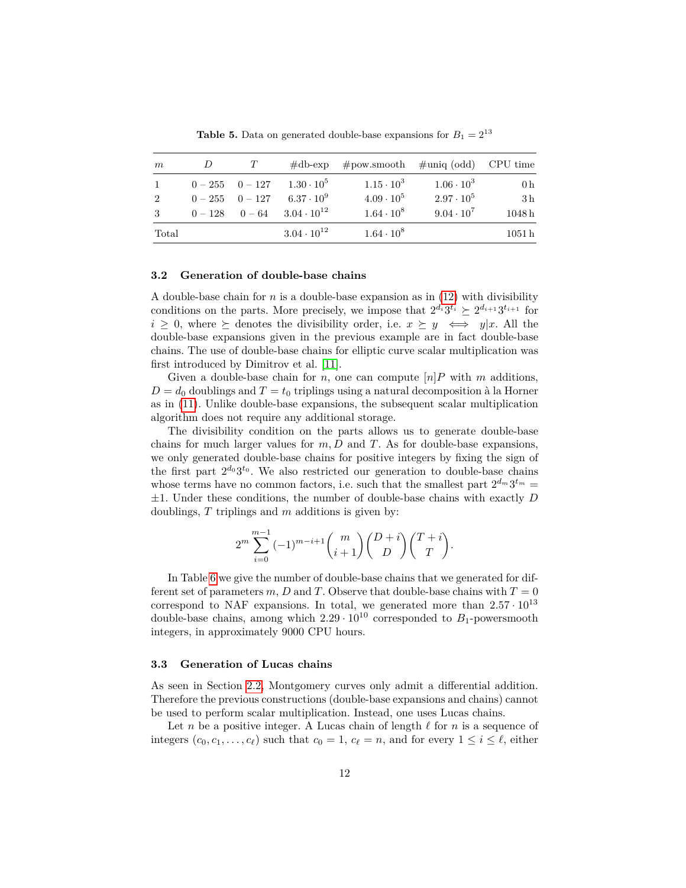**Table 5.** Data on generated double-base expansions for $B_1 = 2^{13}$

| $m$ | $D$ | $T$ | #db-exp | #pow.smooth | #uniq (odd) | CPU time |
|---|---|---|---|---|---|---|
| 1 | $0-255$ | $0-127$ | $1.30 \cdot 10^5$ | $1.15 \cdot 10^3$ | $1.06 \cdot 10^3$ | 0 h |
| 2 | $0-255$ | $0-127$ | $6.37 \cdot 10^9$ | $4.09 \cdot 10^5$ | $2.97 \cdot 10^5$ | 3 h |
| 3 | $0-128$ | $0-64$ | $3.04 \cdot 10^{12}$ | $1.64 \cdot 10^8$ | $9.04 \cdot 10^7$ | 1048 h |
| Total | | | $3.04 \cdot 10^{12}$ | $1.64 \cdot 10^8$ | | 1051 h |

### 3.2 Generation of double-base chains

A double-base chain for $n$ is a double-base expansion as in (12) with divisibility conditions on the parts. More precisely, we impose that $2^{d_i}3^{t_i} \succeq 2^{d_{i+1}}3^{t_{i+1}}$ for $i \geq 0$, where $\succeq$ denotes the divisibility order, i.e. $x \succeq y \iff y|x$. All the double-base expansions given in the previous example are in fact double-base chains. The use of double-base chains for elliptic curve scalar multiplication was first introduced by Dimitrov et al. [11].

Given a double-base chain for $n$, one can compute $[n]P$ with $m$ additions, $D = d_0$ doublings and $T = t_0$ triplings using a natural decomposition à la Horner as in (11). Unlike double-base expansions, the subsequent scalar multiplication algorithm does not require any additional storage.

The divisibility condition on the parts allows us to generate double-base chains for much larger values for $m, D$ and $T$. As for double-base expansions, we only generated double-base chains for positive integers by fixing the sign of the first part $2^{d_0}3^{t_0}$. We also restricted our generation to double-base chains whose terms have no common factors, i.e. such that the smallest part $2^{d_m}3^{t_m} = \pm 1$. Under these conditions, the number of double-base chains with exactly $D$ doublings, $T$ triplings and $m$ additions is given by:

$$2^m \sum_{i=0}^{m-1} (-1)^{m-i+1} \binom{m}{i+1} \binom{D+i}{D} \binom{T+i}{T}.$$

In Table 6 we give the number of double-base chains that we generated for different set of parameters $m, D$ and $T$. Observe that double-base chains with $T = 0$ correspond to NAF expansions. In total, we generated more than $2.57 \cdot 10^{13}$ double-base chains, among which $2.29 \cdot 10^{10}$ corresponded to $B_1$-powersmooth integers, in approximately 9000 CPU hours.

### 3.3 Generation of Lucas chains

As seen in Section 2.2, Montgomery curves only admit a differential addition. Therefore the previous constructions (double-base expansions and chains) cannot be used to perform scalar multiplication. Instead, one uses Lucas chains.

Let $n$ be a positive integer. A Lucas chain of length $\ell$ for $n$ is a sequence of integers $(c_0, c_1, \ldots, c_\ell)$ such that $c_0 = 1$, $c_\ell = n$, and for every $1 \leq i \leq \ell$, either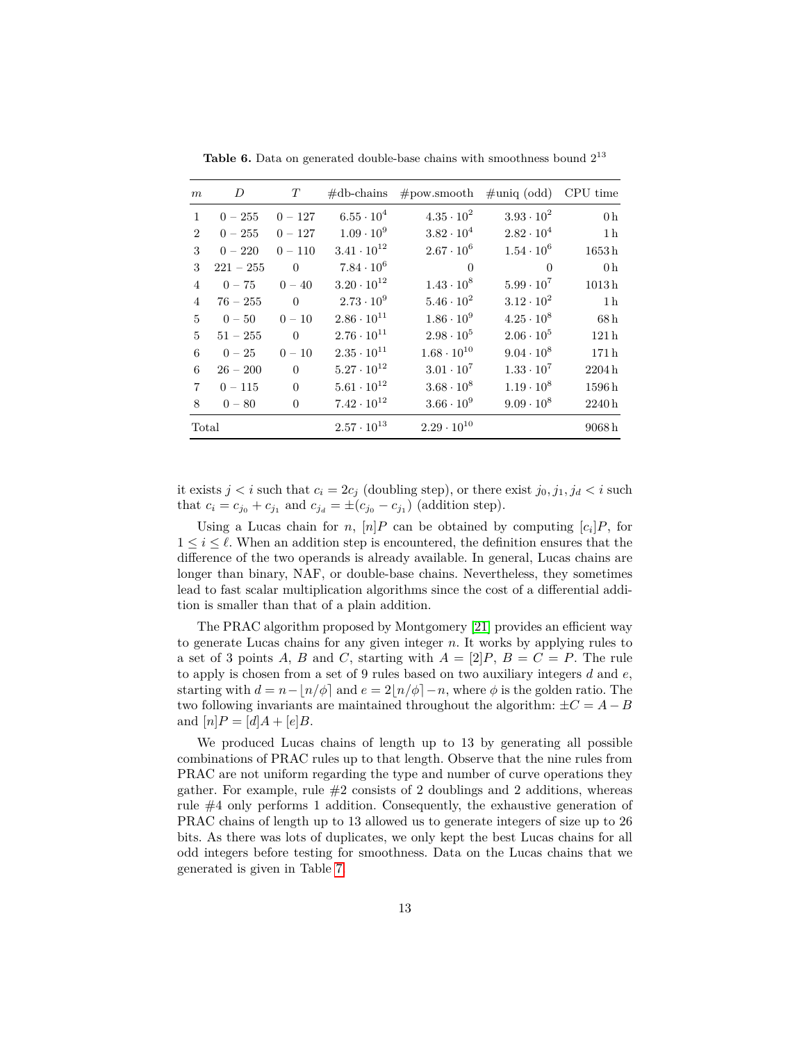**Table 6.** Data on generated double-base chains with smoothness bound $2^{13}$

| $m$ | $D$ | $T$ | #db-chains | #pow.smooth | #uniq (odd) | CPU time |
|---|---|---|---|---|---|---|
| 1 | $0-255$ | $0-127$ | $6.55 \cdot 10^4$ | $4.35 \cdot 10^2$ | $3.93 \cdot 10^2$ | 0 h |
| 2 | $0-255$ | $0-127$ | $1.09 \cdot 10^9$ | $3.82 \cdot 10^4$ | $2.82 \cdot 10^4$ | 1 h |
| 3 | $0-220$ | $0-110$ | $3.41 \cdot 10^{12}$ | $2.67 \cdot 10^6$ | $1.54 \cdot 10^6$ | 1653 h |
| 3 | $221-255$ | 0 | $7.84 \cdot 10^6$ | 0 | 0 | 0 h |
| 4 | $0-75$ | $0-40$ | $3.20 \cdot 10^{12}$ | $1.43 \cdot 10^8$ | $5.99 \cdot 10^7$ | 1013 h |
| 4 | $76-255$ | 0 | $2.73 \cdot 10^9$ | $5.46 \cdot 10^2$ | $3.12 \cdot 10^2$ | 1 h |
| 5 | $0-50$ | $0-10$ | $2.86 \cdot 10^{11}$ | $1.86 \cdot 10^9$ | $4.25 \cdot 10^8$ | 68 h |
| 5 | $51-255$ | 0 | $2.76 \cdot 10^{11}$ | $2.98 \cdot 10^5$ | $2.06 \cdot 10^5$ | 121 h |
| 6 | $0-25$ | $0-10$ | $2.35 \cdot 10^{11}$ | $1.68 \cdot 10^{10}$ | $9.04 \cdot 10^8$ | 171 h |
| 6 | $26-200$ | 0 | $5.27 \cdot 10^{12}$ | $3.01 \cdot 10^7$ | $1.33 \cdot 10^7$ | 2204 h |
| 7 | $0-115$ | 0 | $5.61 \cdot 10^{12}$ | $3.68 \cdot 10^8$ | $1.19 \cdot 10^8$ | 1596 h |
| 8 | $0-80$ | 0 | $7.42 \cdot 10^{12}$ | $3.66 \cdot 10^9$ | $9.09 \cdot 10^8$ | 2240 h |
| Total | | | $2.57 \cdot 10^{13}$ | $2.29 \cdot 10^{10}$ | | 9068 h |

it exists $j < i$ such that $c_i = 2c_j$ (doubling step), or there exist $j_0, j_1, j_d < i$ such that $c_i = c_{j_0} + c_{j_1}$ and $c_{j_d} = \pm(c_{j_0} - c_{j_1})$ (addition step).

Using a Lucas chain for $n$, $[n]P$ can be obtained by computing $[c_i]P$, for $1 \leq i \leq \ell$. When an addition step is encountered, the definition ensures that the difference of the two operands is already available. In general, Lucas chains are longer than binary, NAF, or double-base chains. Nevertheless, they sometimes lead to fast scalar multiplication algorithms since the cost of a differential addition is smaller than that of a plain addition.

The PRAC algorithm proposed by Montgomery [21] provides an efficient way to generate Lucas chains for any given integer $n$. It works by applying rules to a set of 3 points $A$, $B$ and $C$, starting with $A = [2]P$, $B = C = P$. The rule to apply is chosen from a set of 9 rules based on two auxiliary integers $d$ and $e$, starting with $d = n - \lfloor n/\phi \rceil$ and $e = 2\lfloor n/\phi \rceil - n$, where $\phi$ is the golden ratio. The two following invariants are maintained throughout the algorithm: $\pm C = A - B$ and $[n]P = [d]A + [e]B$.

We produced Lucas chains of length up to 13 by generating all possible combinations of PRAC rules up to that length. Observe that the nine rules from PRAC are not uniform regarding the type and number of curve operations they gather. For example, rule #2 consists of 2 doublings and 2 additions, whereas rule #4 only performs 1 addition. Consequently, the exhaustive generation of PRAC chains of length up to 13 allowed us to generate integers of size up to 26 bits. As there was lots of duplicates, we only kept the best Lucas chains for all odd integers before testing for smoothness. Data on the Lucas chains that we generated is given in Table 7.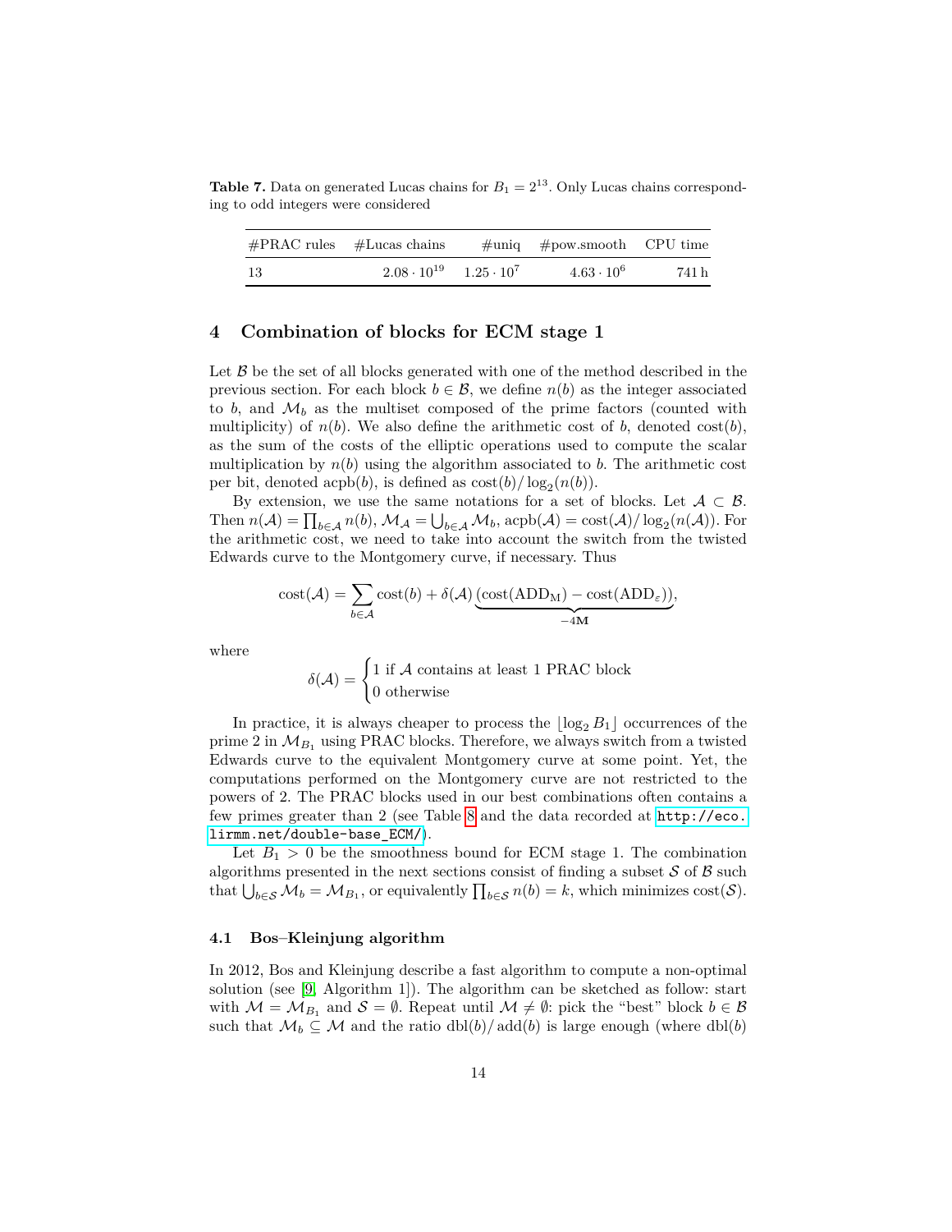**Table 7.** Data on generated Lucas chains for $B_1 = 2^{13}$. Only Lucas chains corresponding to odd integers were considered

| #PRAC rules | #Lucas chains | #uniq | #pow.smooth | CPU time |
|---|---|---|---|---|
| 13 | $2.08 \cdot 10^{19}$ | $1.25 \cdot 10^{7}$ | $4.63 \cdot 10^{6}$ | 741 h |

## 4 Combination of blocks for ECM stage 1

Let $\mathcal{B}$ be the set of all blocks generated with one of the method described in the previous section. For each block $b \in \mathcal{B}$, we define $n(b)$ as the integer associated to $b$, and $\mathcal{M}_b$ as the multiset composed of the prime factors (counted with multiplicity) of $n(b)$. We also define the arithmetic cost of $b$, denoted $\mathrm{cost}(b)$, as the sum of the costs of the elliptic operations used to compute the scalar multiplication by $n(b)$ using the algorithm associated to $b$. The arithmetic cost per bit, denoted $\mathrm{acpb}(b)$, is defined as $\mathrm{cost}(b)/\log_2(n(b))$.

By extension, we use the same notations for a set of blocks. Let $\mathcal{A} \subset \mathcal{B}$. Then $n(\mathcal{A}) = \prod_{b\in\mathcal{A}} n(b)$, $\mathcal{M}_\mathcal{A} = \bigcup_{b\in\mathcal{A}} \mathcal{M}_b$, $\mathrm{acpb}(\mathcal{A}) = \mathrm{cost}(\mathcal{A})/\log_2(n(\mathcal{A}))$. For the arithmetic cost, we need to take into account the switch from the twisted Edwards curve to the Montgomery curve, if necessary. Thus

$$\mathrm{cost}(\mathcal{A}) = \sum_{b\in\mathcal{A}} \mathrm{cost}(b) + \delta(\mathcal{A}) \underbrace{(\mathrm{cost}(\mathrm{ADD_M}) - \mathrm{cost}(\mathrm{ADD}_\varepsilon))}_{-4\mathbf{M}},$$

where

$$\delta(\mathcal{A}) = \begin{cases} 1 \text{ if } \mathcal{A} \text{ contains at least 1 PRAC block} \\ 0 \text{ otherwise} \end{cases}$$

In practice, it is always cheaper to process the $\lfloor \log_2 B_1 \rfloor$ occurrences of the prime 2 in $\mathcal{M}_{B_1}$ using PRAC blocks. Therefore, we always switch from a twisted Edwards curve to the equivalent Montgomery curve at some point. Yet, the computations performed on the Montgomery curve are not restricted to the powers of 2. The PRAC blocks used in our best combinations often contains a few primes greater than 2 (see Table 8 and the data recorded at http://eco.lirmm.net/double-base_ECM/).

Let $B_1 > 0$ be the smoothness bound for ECM stage 1. The combination algorithms presented in the next sections consist of finding a subset $\mathcal{S}$ of $\mathcal{B}$ such that $\bigcup_{b\in\mathcal{S}} \mathcal{M}_b = \mathcal{M}_{B_1}$, or equivalently $\prod_{b\in\mathcal{S}} n(b) = k$, which minimizes $\mathrm{cost}(\mathcal{S})$.

### 4.1 Bos–Kleinjung algorithm

In 2012, Bos and Kleinjung describe a fast algorithm to compute a non-optimal solution (see [9, Algorithm 1]). The algorithm can be sketched as follow: start with $\mathcal{M} = \mathcal{M}_{B_1}$ and $\mathcal{S} = \emptyset$. Repeat until $\mathcal{M} \neq \emptyset$: pick the "best" block $b \in \mathcal{B}$ such that $\mathcal{M}_b \subseteq \mathcal{M}$ and the ratio $\mathrm{dbl}(b)/\mathrm{add}(b)$ is large enough (where $\mathrm{dbl}(b)$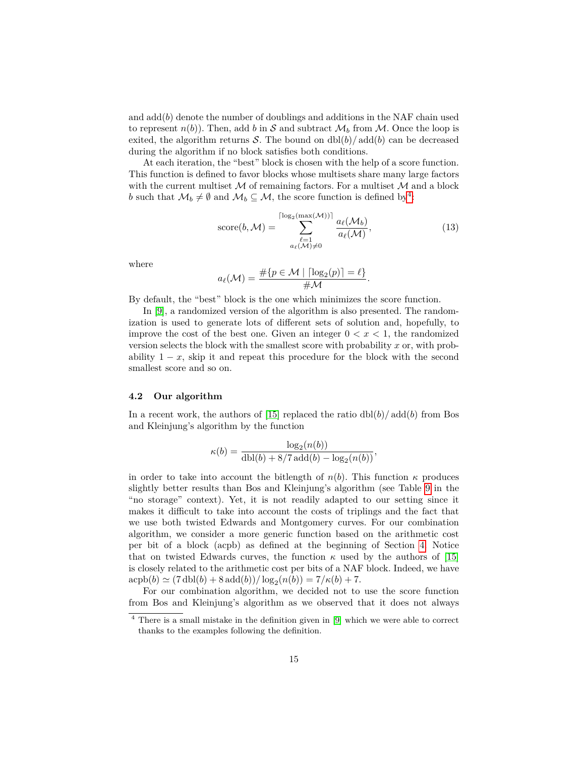and add($b$) denote the number of doublings and additions in the NAF chain used to represent $n(b)$). Then, add $b$ in $\mathcal{S}$ and subtract $\mathcal{M}_b$ from $\mathcal{M}$. Once the loop is exited, the algorithm returns $\mathcal{S}$. The bound on $\mathrm{dbl}(b)/\mathrm{add}(b)$ can be decreased during the algorithm if no block satisfies both conditions.

At each iteration, the "best" block is chosen with the help of a score function. This function is defined to favor blocks whose multisets share many large factors with the current multiset $\mathcal{M}$ of remaining factors. For a multiset $\mathcal{M}$ and a block $b$ such that $\mathcal{M}_b \neq \emptyset$ and $\mathcal{M}_b \subseteq \mathcal{M}$, the score function is defined by[4]:

$$\mathrm{score}(b, \mathcal{M}) = \sum_{\substack{\ell=1 \\ a_\ell(\mathcal{M}) \neq 0}}^{\lceil \log_2(\max(\mathcal{M})) \rceil} \frac{a_\ell(\mathcal{M}_b)}{a_\ell(\mathcal{M})}, \tag{13}$$

where

$$a_\ell(\mathcal{M}) = \frac{\#\{p \in \mathcal{M} \mid \lceil \log_2(p) \rceil = \ell\}}{\#\mathcal{M}}.$$

By default, the "best" block is the one which minimizes the score function.

In [9], a randomized version of the algorithm is also presented. The randomization is used to generate lots of different sets of solution and, hopefully, to improve the cost of the best one. Given an integer $0 < x < 1$, the randomized version selects the block with the smallest score with probability $x$ or, with probability $1 - x$, skip it and repeat this procedure for the block with the second smallest score and so on.

### 4.2 Our algorithm

In a recent work, the authors of [15] replaced the ratio $\mathrm{dbl}(b)/\mathrm{add}(b)$ from Bos and Kleinjung's algorithm by the function

$$\kappa(b) = \frac{\log_2(n(b))}{\mathrm{dbl}(b) + 8/7\,\mathrm{add}(b) - \log_2(n(b))},$$

in order to take into account the bitlength of $n(b)$. This function $\kappa$ produces slightly better results than Bos and Kleinjung's algorithm (see Table 9 in the "no storage" context). Yet, it is not readily adapted to our setting since it makes it difficult to take into account the costs of triplings and the fact that we use both twisted Edwards and Montgomery curves. For our combination algorithm, we consider a more generic function based on the arithmetic cost per bit of a block (acpb) as defined at the beginning of Section 4. Notice that on twisted Edwards curves, the function $\kappa$ used by the authors of [15] is closely related to the arithmetic cost per bits of a NAF block. Indeed, we have $\mathrm{acpb}(b) \simeq (7\,\mathrm{dbl}(b) + 8\,\mathrm{add}(b))/\log_2(n(b)) = 7/\kappa(b) + 7$.

For our combination algorithm, we decided not to use the score function from Bos and Kleinjung's algorithm as we observed that it does not always

[4] There is a small mistake in the definition given in [9] which we were able to correct thanks to the examples following the definition.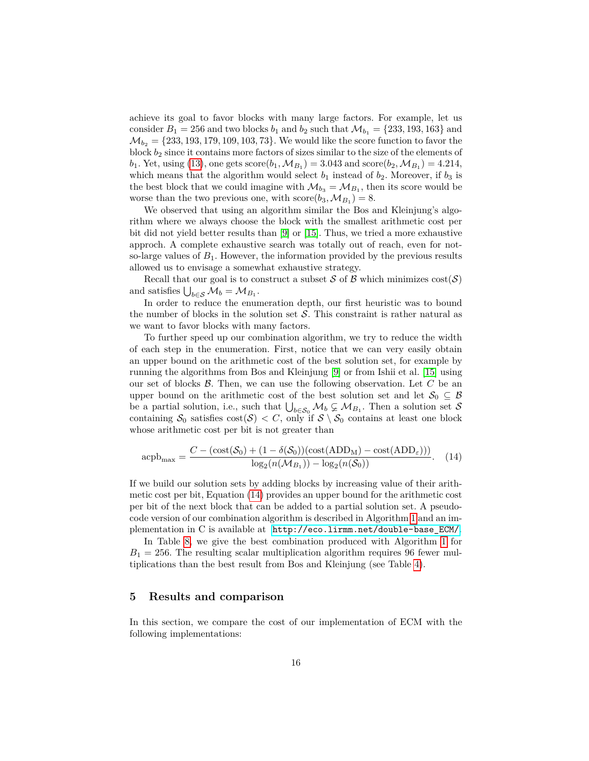achieve its goal to favor blocks with many large factors. For example, let us consider $B_1 = 256$ and two blocks $b_1$ and $b_2$ such that $\mathcal{M}_{b_1} = \{233, 193, 163\}$ and $\mathcal{M}_{b_2} = \{233, 193, 179, 109, 103, 73\}$. We would like the score function to favor the block $b_2$ since it contains more factors of sizes similar to the size of the elements of $b_1$. Yet, using (13), one gets $\text{score}(b_1, \mathcal{M}_{B_1}) = 3.043$ and $\text{score}(b_2, \mathcal{M}_{B_1}) = 4.214$, which means that the algorithm would select $b_1$ instead of $b_2$. Moreover, if $b_3$ is the best block that we could imagine with $\mathcal{M}_{b_3} = \mathcal{M}_{B_1}$, then its score would be worse than the two previous one, with $\text{score}(b_3, \mathcal{M}_{B_1}) = 8$.

We observed that using an algorithm similar the Bos and Kleinjung's algorithm where we always choose the block with the smallest arithmetic cost per bit did not yield better results than [9] or [15]. Thus, we tried a more exhaustive approch. A complete exhaustive search was totally out of reach, even for not-so-large values of $B_1$. However, the information provided by the previous results allowed us to envisage a somewhat exhaustive strategy.

Recall that our goal is to construct a subset $\mathcal{S}$ of $\mathcal{B}$ which minimizes $\text{cost}(\mathcal{S})$ and satisfies $\bigcup_{b \in \mathcal{S}} \mathcal{M}_b = \mathcal{M}_{B_1}$.

In order to reduce the enumeration depth, our first heuristic was to bound the number of blocks in the solution set $\mathcal{S}$. This constraint is rather natural as we want to favor blocks with many factors.

To further speed up our combination algorithm, we try to reduce the width of each step in the enumeration. First, notice that we can very easily obtain an upper bound on the arithmetic cost of the best solution set, for example by running the algorithms from Bos and Kleinjung [9] or from Ishii et al. [15] using our set of blocks $\mathcal{B}$. Then, we can use the following observation. Let $C$ be an upper bound on the arithmetic cost of the best solution set and let $\mathcal{S}_0 \subseteq \mathcal{B}$ be a partial solution, i.e., such that $\bigcup_{b \in \mathcal{S}_0} \mathcal{M}_b \subsetneq \mathcal{M}_{B_1}$. Then a solution set $\mathcal{S}$ containing $\mathcal{S}_0$ satisfies $\text{cost}(\mathcal{S}) < C$, only if $\mathcal{S} \setminus \mathcal{S}_0$ contains at least one block whose arithmetic cost per bit is not greater than

$$\text{acpb}_{\max} = \frac{C - (\text{cost}(\mathcal{S}_0) + (1 - \delta(\mathcal{S}_0))(\text{cost}(\text{ADD}_\text{M}) - \text{cost}(\text{ADD}_\varepsilon)))}{\log_2(n(\mathcal{M}_{B_1})) - \log_2(n(\mathcal{S}_0))}. \quad (14)$$

If we build our solution sets by adding blocks by increasing value of their arithmetic cost per bit, Equation (14) provides an upper bound for the arithmetic cost per bit of the next block that can be added to a partial solution set. A pseudo-code version of our combination algorithm is described in Algorithm 1 and an implementation in C is available at http://eco.lirmm.net/double-base_ECM/.

In Table 8, we give the best combination produced with Algorithm 1 for $B_1 = 256$. The resulting scalar multiplication algorithm requires 96 fewer multiplications than the best result from Bos and Kleinjung (see Table 4).

## 5 Results and comparison

In this section, we compare the cost of our implementation of ECM with the following implementations: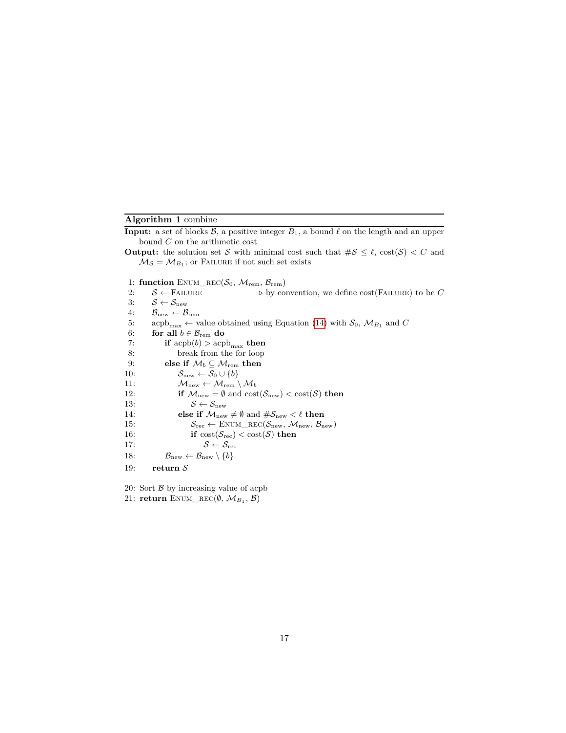**Algorithm 1** combine

**Input:** a set of blocks $\mathcal{B}$, a positive integer $B_1$, a bound $\ell$ on the length and an upper bound $C$ on the arithmetic cost

**Output:** the solution set $\mathcal{S}$ with minimal cost such that $\#\mathcal{S} \leq \ell$, $\mathrm{cost}(\mathcal{S}) < C$ and $\mathcal{M}_{\mathcal{S}} = \mathcal{M}_{B_1}$; or FAILURE if not such set exists

```
 1: function ENUM_REC(S_0, M_rem, B_rem)
 2:     S ← FAILURE                    ▷ by convention, we define cost(FAILURE) to be C
 3:     S ← S_new
 4:     B_new ← B_rem
 5:     acpb_max ← value obtained using Equation (14) with S_0, M_{B_1} and C
 6:     for all b ∈ B_rem do
 7:         if acpb(b) > acpb_max then
 8:             break from the for loop
 9:         else if M_b ⊆ M_rem then
10:             S_new ← S_0 ∪ {b}
11:             M_new ← M_rem \ M_b
12:             if M_new = ∅ and cost(S_new) < cost(S) then
13:                 S ← S_new
14:             else if M_new ≠ ∅ and #S_new < ℓ then
15:                 S_rec ← ENUM_REC(S_new, M_new, B_new)
16:                 if cost(S_rec) < cost(S) then
17:                     S ← S_rec
18:         B_new ← B_new \ {b}
19:     return S

20: Sort B by increasing value of acpb
21: return ENUM_REC(∅, M_{B_1}, B)
```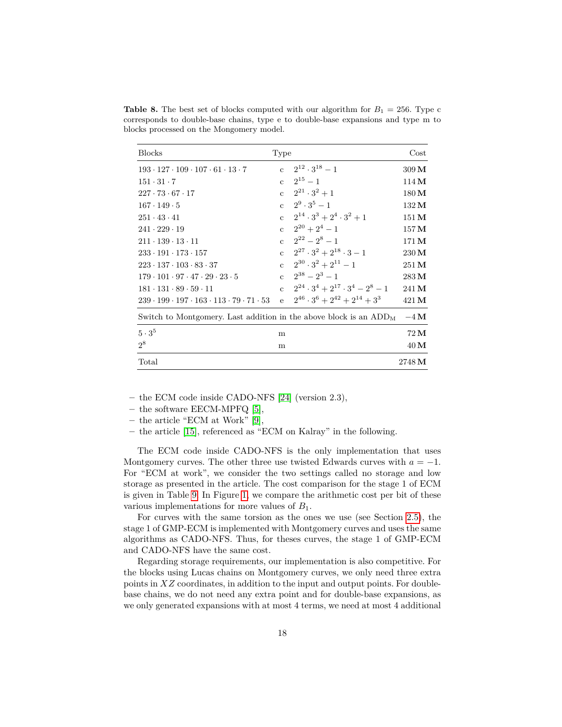**Table 8.** The best set of blocks computed with our algorithm for $B_1 = 256$. Type c corresponds to double-base chains, type e to double-base expansions and type m to blocks processed on the Mongomery model.

| Blocks | Type | | Cost |
|---|---|---|---|
| $193 \cdot 127 \cdot 109 \cdot 107 \cdot 61 \cdot 13 \cdot 7$ | c | $2^{12} \cdot 3^{18} - 1$ | $309\,\mathbf{M}$ |
| $151 \cdot 31 \cdot 7$ | c | $2^{15} - 1$ | $114\,\mathbf{M}$ |
| $227 \cdot 73 \cdot 67 \cdot 17$ | c | $2^{21} \cdot 3^2 + 1$ | $180\,\mathbf{M}$ |
| $167 \cdot 149 \cdot 5$ | c | $2^9 \cdot 3^5 - 1$ | $132\,\mathbf{M}$ |
| $251 \cdot 43 \cdot 41$ | c | $2^{14} \cdot 3^3 + 2^4 \cdot 3^2 + 1$ | $151\,\mathbf{M}$ |
| $241 \cdot 229 \cdot 19$ | c | $2^{20} + 2^4 - 1$ | $157\,\mathbf{M}$ |
| $211 \cdot 139 \cdot 13 \cdot 11$ | c | $2^{22} - 2^8 - 1$ | $171\,\mathbf{M}$ |
| $233 \cdot 191 \cdot 173 \cdot 157$ | c | $2^{27} \cdot 3^2 + 2^{18} \cdot 3 - 1$ | $230\,\mathbf{M}$ |
| $223 \cdot 137 \cdot 103 \cdot 83 \cdot 37$ | c | $2^{30} \cdot 3^2 + 2^{11} - 1$ | $251\,\mathbf{M}$ |
| $179 \cdot 101 \cdot 97 \cdot 47 \cdot 29 \cdot 23 \cdot 5$ | c | $2^{38} - 2^3 - 1$ | $283\,\mathbf{M}$ |
| $181 \cdot 131 \cdot 89 \cdot 59 \cdot 11$ | c | $2^{24} \cdot 3^4 + 2^{17} \cdot 3^4 - 2^8 - 1$ | $241\,\mathbf{M}$ |
| $239 \cdot 199 \cdot 197 \cdot 163 \cdot 113 \cdot 79 \cdot 71 \cdot 53$ | e | $2^{46} \cdot 3^6 + 2^{42} + 2^{14} + 3^3$ | $421\,\mathbf{M}$ |
| Switch to Montgomery. Last addition in the above block is an $\mathrm{ADD_M}$ | | | $-4\,\mathbf{M}$ |
| $5 \cdot 3^5$ | m | | $72\,\mathbf{M}$ |
| $2^8$ | m | | $40\,\mathbf{M}$ |
| Total | | | $2748\,\mathbf{M}$ |

– the ECM code inside CADO-NFS [24] (version 2.3),
– the software EECM-MPFQ [5],
– the article "ECM at Work" [9],
– the article [15], referenced as "ECM on Kalray" in the following.

The ECM code inside CADO-NFS is the only implementation that uses Montgomery curves. The other three use twisted Edwards curves with $a = -1$. For "ECM at work", we consider the two settings called no storage and low storage as presented in the article. The cost comparison for the stage 1 of ECM is given in Table 9. In Figure 1, we compare the arithmetic cost per bit of these various implementations for more values of $B_1$.

For curves with the same torsion as the ones we use (see Section 2.5), the stage 1 of GMP-ECM is implemented with Montgomery curves and uses the same algorithms as CADO-NFS. Thus, for theses curves, the stage 1 of GMP-ECM and CADO-NFS have the same cost.

Regarding storage requirements, our implementation is also competitive. For the blocks using Lucas chains on Montgomery curves, we only need three extra points in $XZ$ coordinates, in addition to the input and output points. For double-base chains, we do not need any extra point and for double-base expansions, as we only generated expansions with at most 4 terms, we need at most 4 additional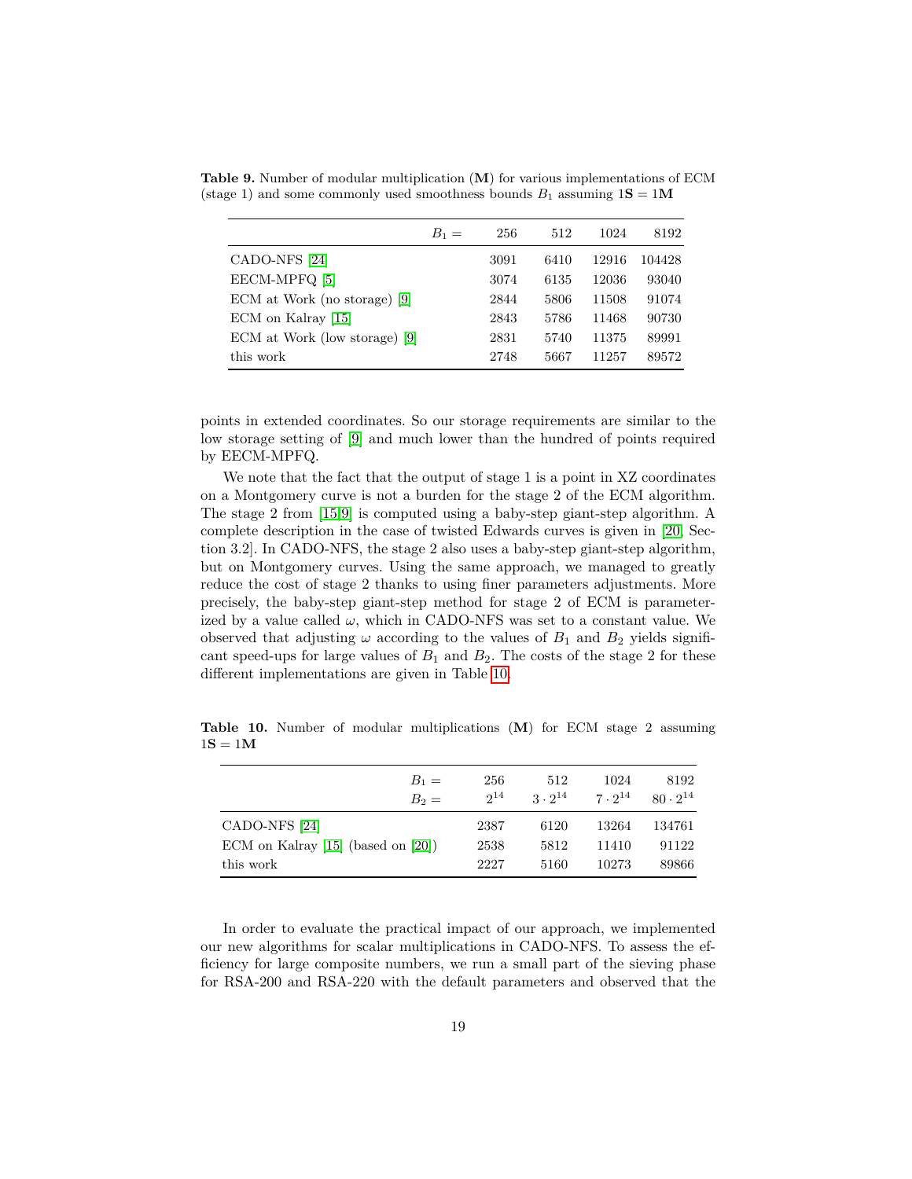**Table 9.** Number of modular multiplication (**M**) for various implementations of ECM (stage 1) and some commonly used smoothness bounds $B_1$ assuming $1\mathbf{S} = 1\mathbf{M}$

| $B_1 =$ | 256 | 512 | 1024 | 8192 |
|---|---|---|---|---|
| CADO-NFS [24] | 3091 | 6410 | 12916 | 104428 |
| EECM-MPFQ [5] | 3074 | 6135 | 12036 | 93040 |
| ECM at Work (no storage) [9] | 2844 | 5806 | 11508 | 91074 |
| ECM on Kalray [15] | 2843 | 5786 | 11468 | 90730 |
| ECM at Work (low storage) [9] | 2831 | 5740 | 11375 | 89991 |
| this work | 2748 | 5667 | 11257 | 89572 |

points in extended coordinates. So our storage requirements are similar to the low storage setting of [9] and much lower than the hundred of points required by EECM-MPFQ.

We note that the fact that the output of stage 1 is a point in XZ coordinates on a Montgomery curve is not a burden for the stage 2 of the ECM algorithm. The stage 2 from [15,9] is computed using a baby-step giant-step algorithm. A complete description in the case of twisted Edwards curves is given in [20, Section 3.2]. In CADO-NFS, the stage 2 also uses a baby-step giant-step algorithm, but on Montgomery curves. Using the same approach, we managed to greatly reduce the cost of stage 2 thanks to using finer parameters adjustments. More precisely, the baby-step giant-step method for stage 2 of ECM is parameterized by a value called $\omega$, which in CADO-NFS was set to a constant value. We observed that adjusting $\omega$ according to the values of $B_1$ and $B_2$ yields significant speed-ups for large values of $B_1$ and $B_2$. The costs of the stage 2 for these different implementations are given in Table 10.

**Table 10.** Number of modular multiplications (**M**) for ECM stage 2 assuming $1\mathbf{S} = 1\mathbf{M}$

| $B_1 =$ <br> $B_2 =$ | 256 <br> $2^{14}$ | 512 <br> $3 \cdot 2^{14}$ | 1024 <br> $7 \cdot 2^{14}$ | 8192 <br> $80 \cdot 2^{14}$ |
|---|---|---|---|---|
| CADO-NFS [24] | 2387 | 6120 | 13264 | 134761 |
| ECM on Kalray [15] (based on [20]) | 2538 | 5812 | 11410 | 91122 |
| this work | 2227 | 5160 | 10273 | 89866 |

In order to evaluate the practical impact of our approach, we implemented our new algorithms for scalar multiplications in CADO-NFS. To assess the efficiency for large composite numbers, we run a small part of the sieving phase for RSA-200 and RSA-220 with the default parameters and observed that the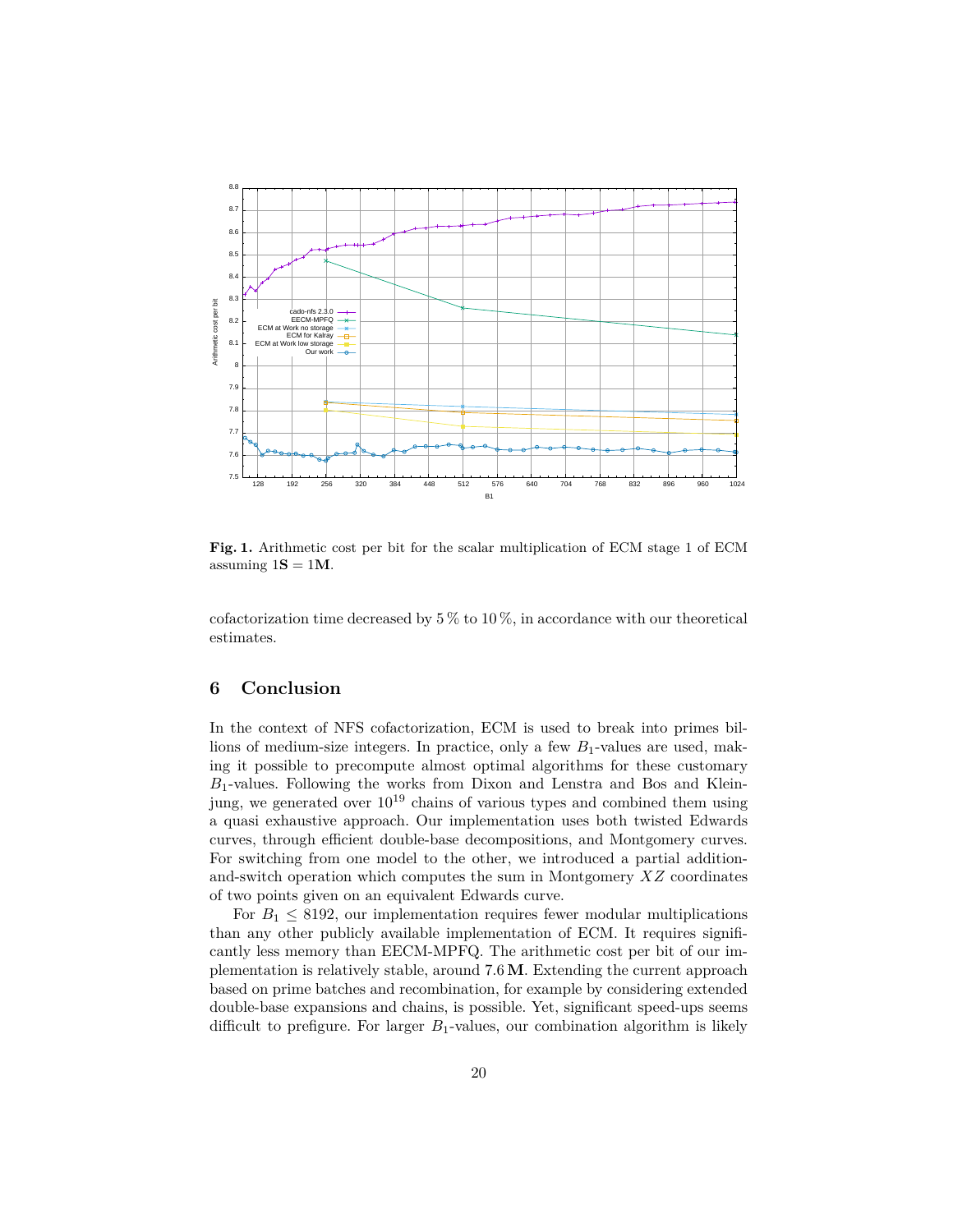**Fig. 1.** Arithmetic cost per bit for the scalar multiplication of ECM stage 1 of ECM assuming $1\mathbf{S} = 1\mathbf{M}$.

cofactorization time decreased by 5 % to 10 %, in accordance with our theoretical estimates.

## 6 Conclusion

In the context of NFS cofactorization, ECM is used to break into primes billions of medium-size integers. In practice, only a few $B_1$-values are used, making it possible to precompute almost optimal algorithms for these customary $B_1$-values. Following the works from Dixon and Lenstra and Bos and Kleinjung, we generated over $10^{19}$ chains of various types and combined them using a quasi exhaustive approach. Our implementation uses both twisted Edwards curves, through efficient double-base decompositions, and Montgomery curves. For switching from one model to the other, we introduced a partial addition-and-switch operation which computes the sum in Montgomery $XZ$ coordinates of two points given on an equivalent Edwards curve.

For $B_1 \leq 8192$, our implementation requires fewer modular multiplications than any other publicly available implementation of ECM. It requires significantly less memory than EECM-MPFQ. The arithmetic cost per bit of our implementation is relatively stable, around $7.6\,\mathbf{M}$. Extending the current approach based on prime batches and recombination, for example by considering extended double-base expansions and chains, is possible. Yet, significant speed-ups seems difficult to prefigure. For larger $B_1$-values, our combination algorithm is likely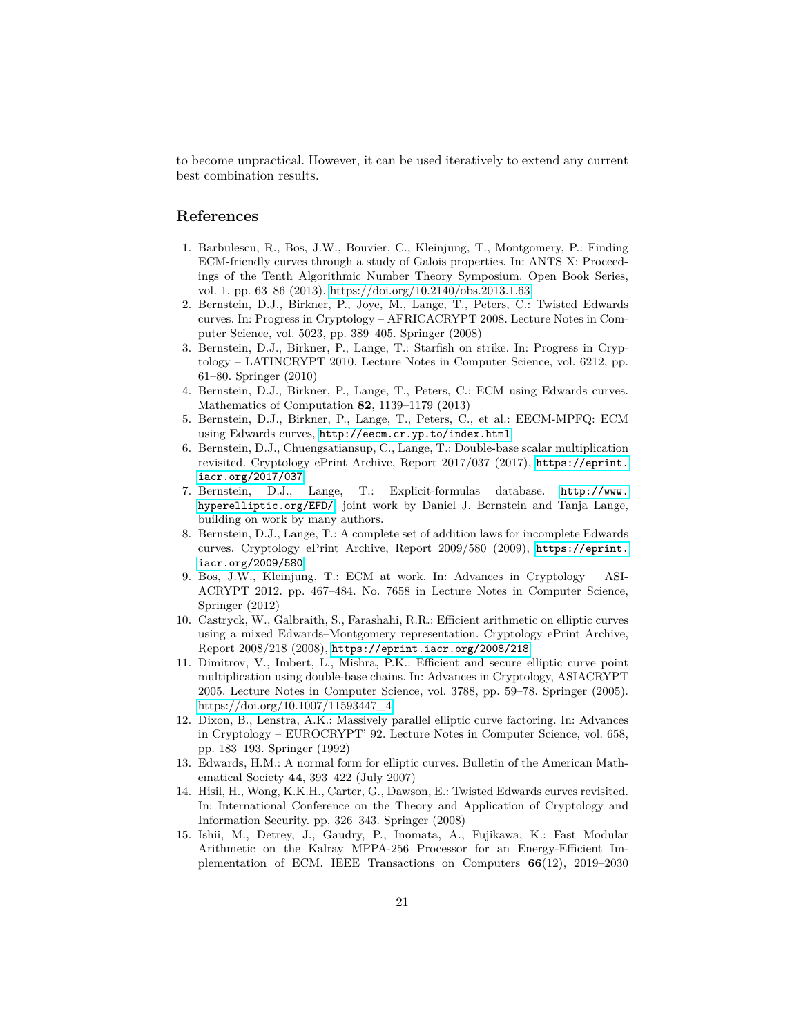to become unpractical. However, it can be used iteratively to extend any current best combination results.

## References

1. Barbulescu, R., Bos, J.W., Bouvier, C., Kleinjung, T., Montgomery, P.: Finding ECM-friendly curves through a study of Galois properties. In: ANTS X: Proceedings of the Tenth Algorithmic Number Theory Symposium. Open Book Series, vol. 1, pp. 63–86 (2013). https://doi.org/10.2140/obs.2013.1.63
2. Bernstein, D.J., Birkner, P., Joye, M., Lange, T., Peters, C.: Twisted Edwards curves. In: Progress in Cryptology – AFRICACRYPT 2008. Lecture Notes in Computer Science, vol. 5023, pp. 389–405. Springer (2008)
3. Bernstein, D.J., Birkner, P., Lange, T.: Starfish on strike. In: Progress in Cryptology – LATINCRYPT 2010. Lecture Notes in Computer Science, vol. 6212, pp. 61–80. Springer (2010)
4. Bernstein, D.J., Birkner, P., Lange, T., Peters, C.: ECM using Edwards curves. Mathematics of Computation **82**, 1139–1179 (2013)
5. Bernstein, D.J., Birkner, P., Lange, T., Peters, C., et al.: EECM-MPFQ: ECM using Edwards curves, `http://eecm.cr.yp.to/index.html`
6. Bernstein, D.J., Chuengsatiansup, C., Lange, T.: Double-base scalar multiplication revisited. Cryptology ePrint Archive, Report 2017/037 (2017), `https://eprint.iacr.org/2017/037`
7. Bernstein, D.J., Lange, T.: Explicit-formulas database. `http://www.hyperelliptic.org/EFD/`, joint work by Daniel J. Bernstein and Tanja Lange, building on work by many authors.
8. Bernstein, D.J., Lange, T.: A complete set of addition laws for incomplete Edwards curves. Cryptology ePrint Archive, Report 2009/580 (2009), `https://eprint.iacr.org/2009/580`
9. Bos, J.W., Kleinjung, T.: ECM at work. In: Advances in Cryptology – ASIACRYPT 2012. pp. 467–484. No. 7658 in Lecture Notes in Computer Science, Springer (2012)
10. Castryck, W., Galbraith, S., Farashahi, R.R.: Efficient arithmetic on elliptic curves using a mixed Edwards–Montgomery representation. Cryptology ePrint Archive, Report 2008/218 (2008), `https://eprint.iacr.org/2008/218`
11. Dimitrov, V., Imbert, L., Mishra, P.K.: Efficient and secure elliptic curve point multiplication using double-base chains. In: Advances in Cryptology, ASIACRYPT 2005. Lecture Notes in Computer Science, vol. 3788, pp. 59–78. Springer (2005). https://doi.org/10.1007/11593447_4
12. Dixon, B., Lenstra, A.K.: Massively parallel elliptic curve factoring. In: Advances in Cryptology – EUROCRYPT' 92. Lecture Notes in Computer Science, vol. 658, pp. 183–193. Springer (1992)
13. Edwards, H.M.: A normal form for elliptic curves. Bulletin of the American Mathematical Society **44**, 393–422 (July 2007)
14. Hisil, H., Wong, K.K.H., Carter, G., Dawson, E.: Twisted Edwards curves revisited. In: International Conference on the Theory and Application of Cryptology and Information Security. pp. 326–343. Springer (2008)
15. Ishii, M., Detrey, J., Gaudry, P., Inomata, A., Fujikawa, K.: Fast Modular Arithmetic on the Kalray MPPA-256 Processor for an Energy-Efficient Implementation of ECM. IEEE Transactions on Computers **66**(12), 2019–2030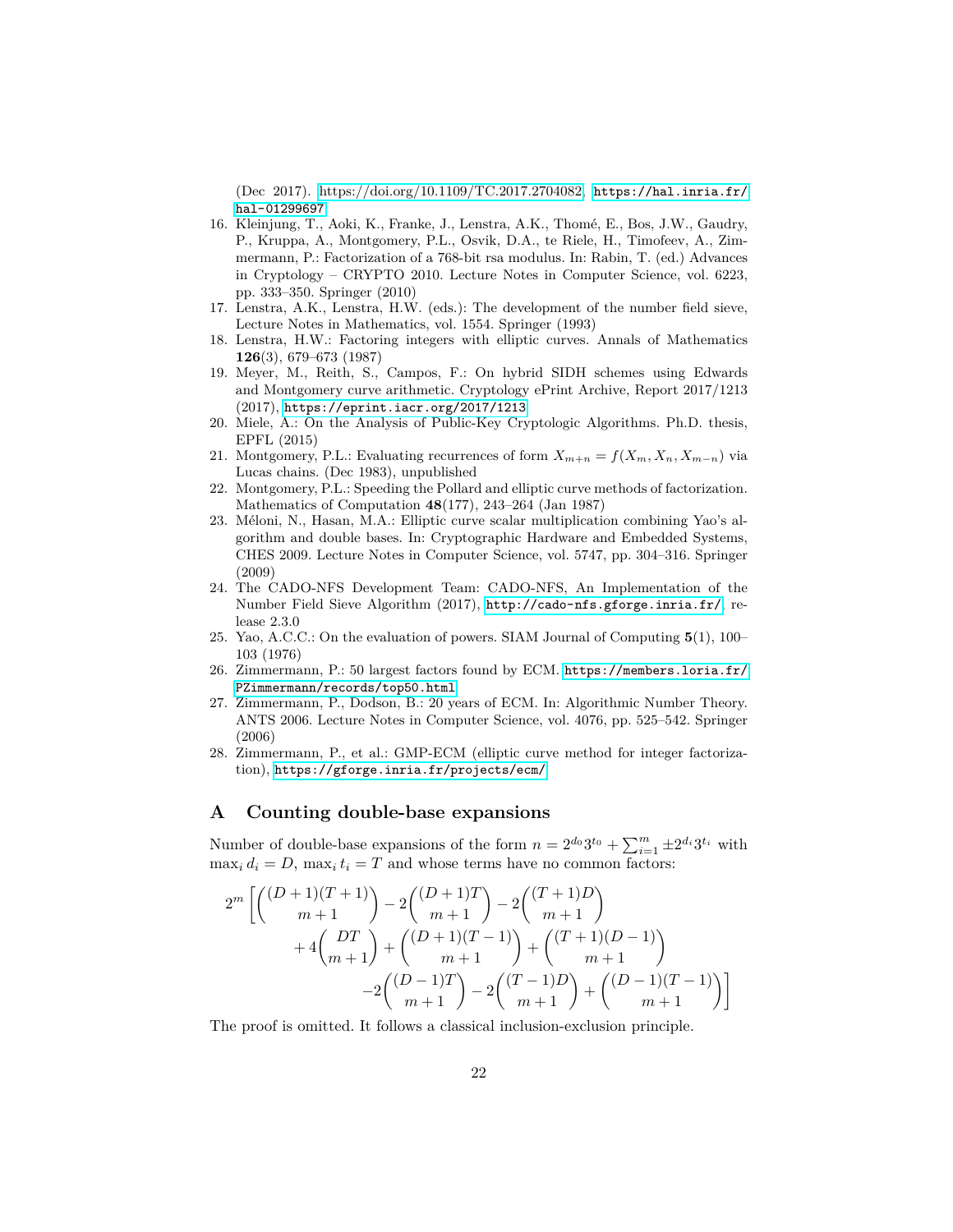(Dec 2017). https://doi.org/10.1109/TC.2017.2704082, https://hal.inria.fr/hal-01299697

16. Kleinjung, T., Aoki, K., Franke, J., Lenstra, A.K., Thomé, E., Bos, J.W., Gaudry, P., Kruppa, A., Montgomery, P.L., Osvik, D.A., te Riele, H., Timofeev, A., Zimmermann, P.: Factorization of a 768-bit rsa modulus. In: Rabin, T. (ed.) Advances in Cryptology – CRYPTO 2010. Lecture Notes in Computer Science, vol. 6223, pp. 333–350. Springer (2010)
17. Lenstra, A.K., Lenstra, H.W. (eds.): The development of the number field sieve, Lecture Notes in Mathematics, vol. 1554. Springer (1993)
18. Lenstra, H.W.: Factoring integers with elliptic curves. Annals of Mathematics **126**(3), 679–673 (1987)
19. Meyer, M., Reith, S., Campos, F.: On hybrid SIDH schemes using Edwards and Montgomery curve arithmetic. Cryptology ePrint Archive, Report 2017/1213 (2017), https://eprint.iacr.org/2017/1213
20. Miele, A.: On the Analysis of Public-Key Cryptologic Algorithms. Ph.D. thesis, EPFL (2015)
21. Montgomery, P.L.: Evaluating recurrences of form $X_{m+n} = f(X_m, X_n, X_{m-n})$ via Lucas chains. (Dec 1983), unpublished
22. Montgomery, P.L.: Speeding the Pollard and elliptic curve methods of factorization. Mathematics of Computation **48**(177), 243–264 (Jan 1987)
23. Méloni, N., Hasan, M.A.: Elliptic curve scalar multiplication combining Yao's algorithm and double bases. In: Cryptographic Hardware and Embedded Systems, CHES 2009. Lecture Notes in Computer Science, vol. 5747, pp. 304–316. Springer (2009)
24. The CADO-NFS Development Team: CADO-NFS, An Implementation of the Number Field Sieve Algorithm (2017), http://cado-nfs.gforge.inria.fr/, release 2.3.0
25. Yao, A.C.C.: On the evaluation of powers. SIAM Journal of Computing **5**(1), 100–103 (1976)
26. Zimmermann, P.: 50 largest factors found by ECM. https://members.loria.fr/PZimmermann/records/top50.html
27. Zimmermann, P., Dodson, B.: 20 years of ECM. In: Algorithmic Number Theory. ANTS 2006. Lecture Notes in Computer Science, vol. 4076, pp. 525–542. Springer (2006)
28. Zimmermann, P., et al.: GMP-ECM (elliptic curve method for integer factorization), https://gforge.inria.fr/projects/ecm/

## A Counting double-base expansions

Number of double-base expansions of the form $n = 2^{d_0}3^{t_0} + \sum_{i=1}^{m} \pm 2^{d_i}3^{t_i}$ with $\max_i d_i = D$, $\max_i t_i = T$ and whose terms have no common factors:

$$2^m \left[ \binom{(D+1)(T+1)}{m+1} - 2\binom{(D+1)T}{m+1} - 2\binom{(T+1)D}{m+1} + 4\binom{DT}{m+1} + \binom{(D+1)(T-1)}{m+1} + \binom{(T+1)(D-1)}{m+1} - 2\binom{(D-1)T}{m+1} - 2\binom{(T-1)D}{m+1} + \binom{(D-1)(T-1)}{m+1} \right]$$

The proof is omitted. It follows a classical inclusion-exclusion principle.